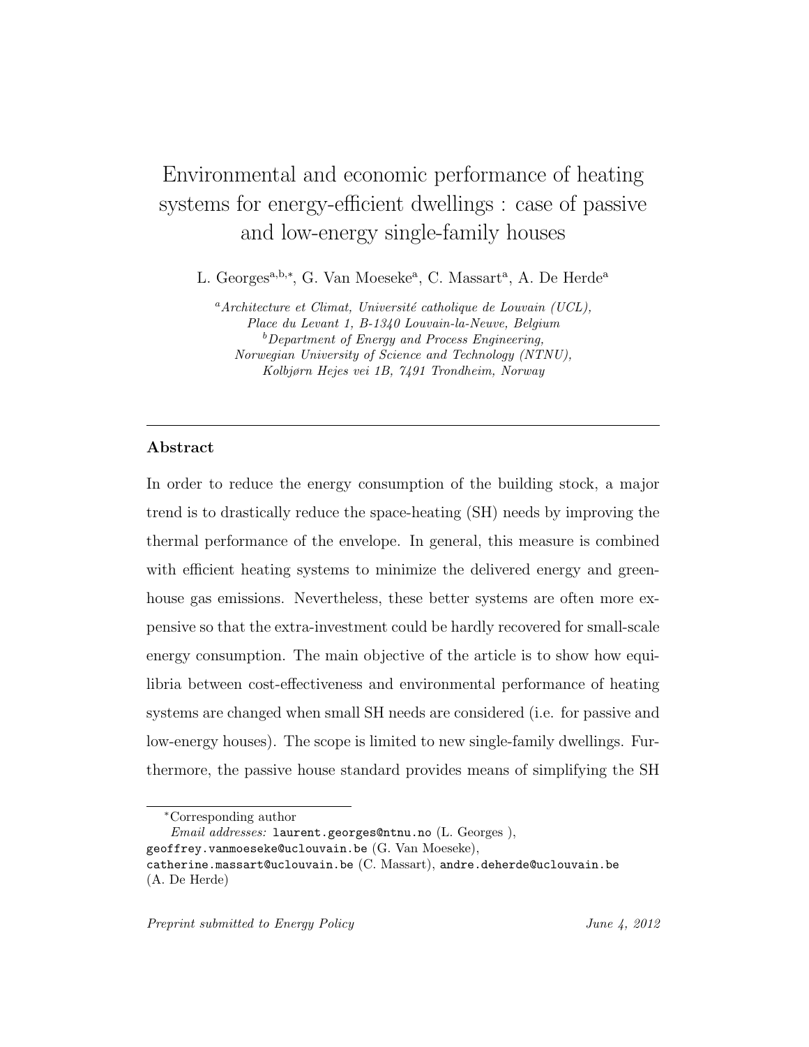# Environmental and economic performance of heating systems for energy-efficient dwellings : case of passive and low-energy single-family houses

L. Georges[a,b,*], G. Van Moeseke[a], C. Massart[a], A. De Herde[a]

[a]*Architecture et Climat, Université catholique de Louvain (UCL), Place du Levant 1, B-1340 Louvain-la-Neuve, Belgium*
[b]*Department of Energy and Process Engineering, Norwegian University of Science and Technology (NTNU), Kolbjørn Hejes vei 1B, 7491 Trondheim, Norway*

---

## Abstract

In order to reduce the energy consumption of the building stock, a major trend is to drastically reduce the space-heating (SH) needs by improving the thermal performance of the envelope. In general, this measure is combined with efficient heating systems to minimize the delivered energy and greenhouse gas emissions. Nevertheless, these better systems are often more expensive so that the extra-investment could be hardly recovered for small-scale energy consumption. The main objective of the article is to show how equilibria between cost-effectiveness and environmental performance of heating systems are changed when small SH needs are considered (i.e. for passive and low-energy houses). The scope is limited to new single-family dwellings. Furthermore, the passive house standard provides means of simplifying the SH

---

*Corresponding author
*Email addresses:* laurent.georges@ntnu.no (L. Georges ), geoffrey.vanmoeseke@uclouvain.be (G. Van Moeseke), catherine.massart@uclouvain.be (C. Massart), andre.deherde@uclouvain.be (A. De Herde)

*Preprint submitted to Energy Policy* *June 4, 2012*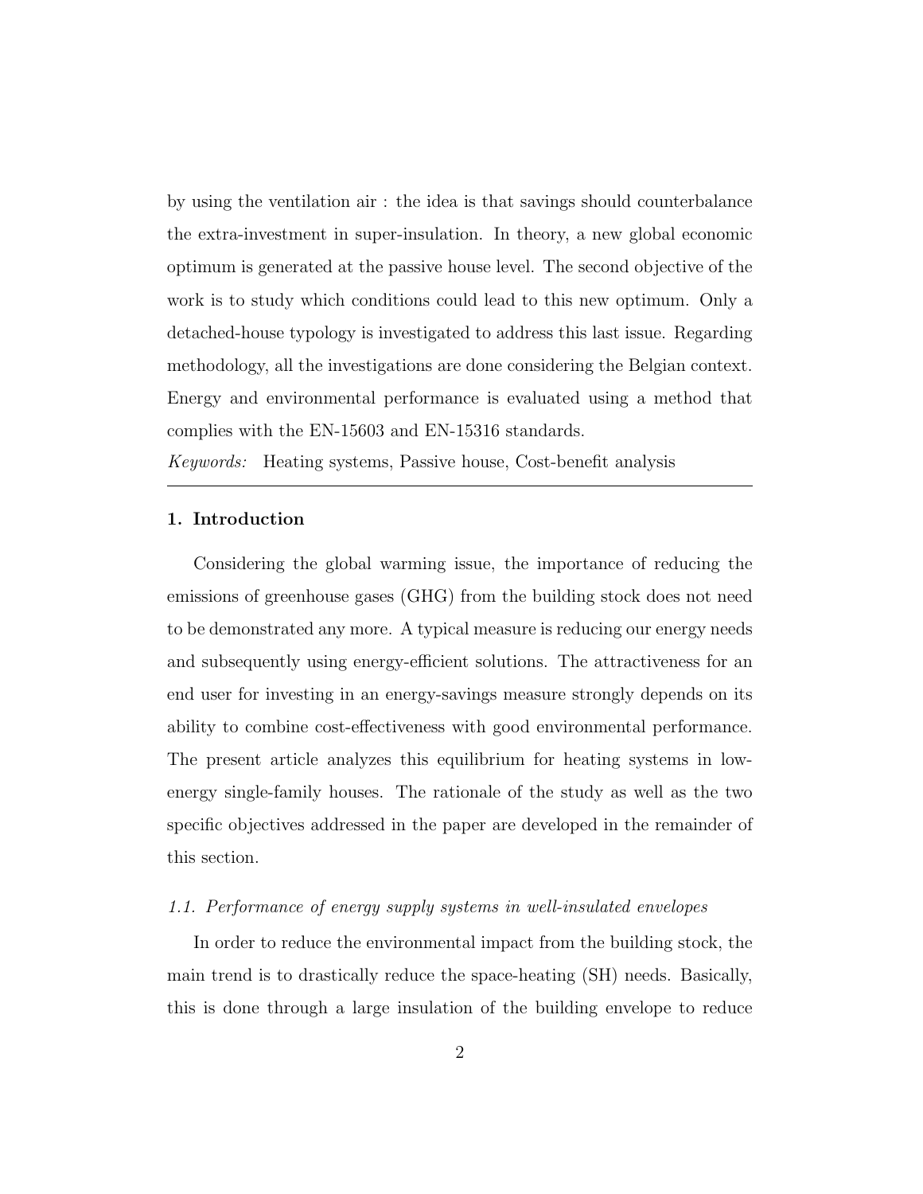by using the ventilation air : the idea is that savings should counterbalance the extra-investment in super-insulation. In theory, a new global economic optimum is generated at the passive house level. The second objective of the work is to study which conditions could lead to this new optimum. Only a detached-house typology is investigated to address this last issue. Regarding methodology, all the investigations are done considering the Belgian context. Energy and environmental performance is evaluated using a method that complies with the EN-15603 and EN-15316 standards.

*Keywords:* Heating systems, Passive house, Cost-benefit analysis

---

## 1. Introduction

Considering the global warming issue, the importance of reducing the emissions of greenhouse gases (GHG) from the building stock does not need to be demonstrated any more. A typical measure is reducing our energy needs and subsequently using energy-efficient solutions. The attractiveness for an end user for investing in an energy-savings measure strongly depends on its ability to combine cost-effectiveness with good environmental performance. The present article analyzes this equilibrium for heating systems in low-energy single-family houses. The rationale of the study as well as the two specific objectives addressed in the paper are developed in the remainder of this section.

### *1.1. Performance of energy supply systems in well-insulated envelopes*

In order to reduce the environmental impact from the building stock, the main trend is to drastically reduce the space-heating (SH) needs. Basically, this is done through a large insulation of the building envelope to reduce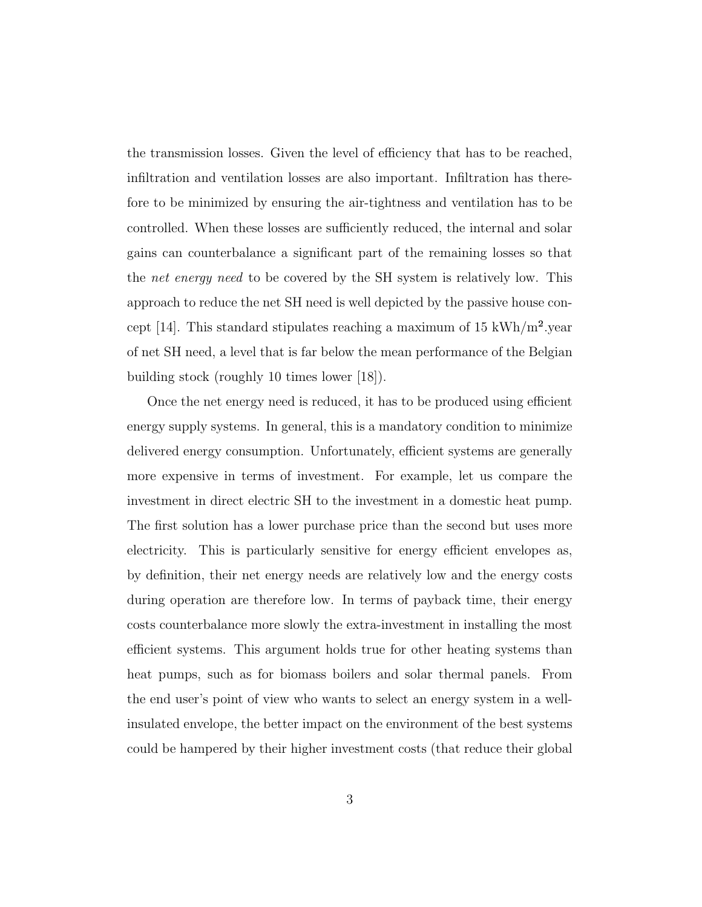the transmission losses. Given the level of efficiency that has to be reached, infiltration and ventilation losses are also important. Infiltration has therefore to be minimized by ensuring the air-tightness and ventilation has to be controlled. When these losses are sufficiently reduced, the internal and solar gains can counterbalance a significant part of the remaining losses so that the *net energy need* to be covered by the SH system is relatively low. This approach to reduce the net SH need is well depicted by the passive house concept [14]. This standard stipulates reaching a maximum of 15 kWh/m$^2$.year of net SH need, a level that is far below the mean performance of the Belgian building stock (roughly 10 times lower [18]).

Once the net energy need is reduced, it has to be produced using efficient energy supply systems. In general, this is a mandatory condition to minimize delivered energy consumption. Unfortunately, efficient systems are generally more expensive in terms of investment. For example, let us compare the investment in direct electric SH to the investment in a domestic heat pump. The first solution has a lower purchase price than the second but uses more electricity. This is particularly sensitive for energy efficient envelopes as, by definition, their net energy needs are relatively low and the energy costs during operation are therefore low. In terms of payback time, their energy costs counterbalance more slowly the extra-investment in installing the most efficient systems. This argument holds true for other heating systems than heat pumps, such as for biomass boilers and solar thermal panels. From the end user's point of view who wants to select an energy system in a well-insulated envelope, the better impact on the environment of the best systems could be hampered by their higher investment costs (that reduce their global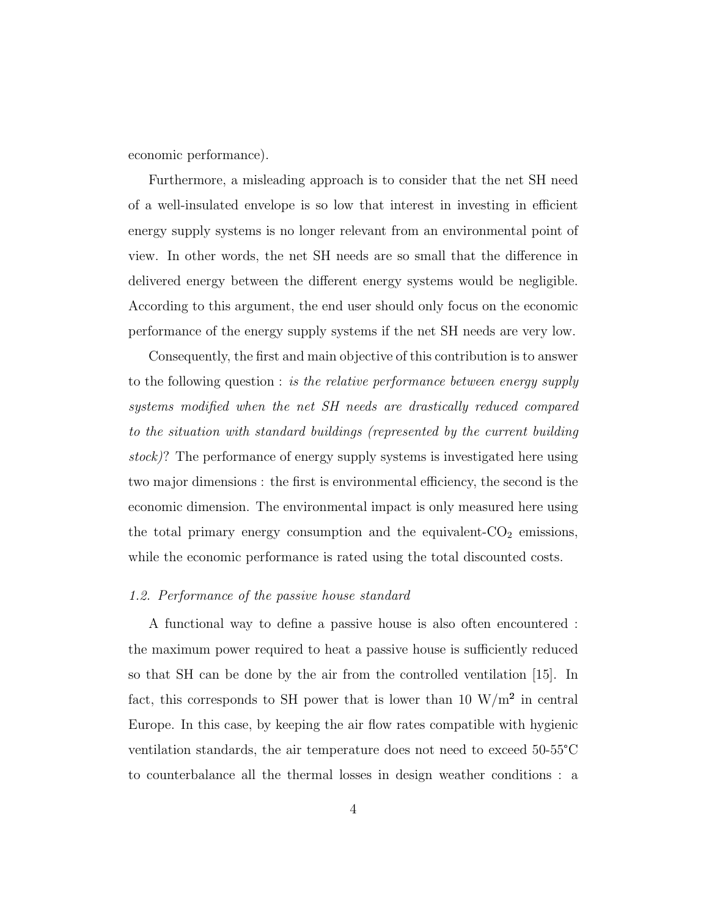economic performance).

Furthermore, a misleading approach is to consider that the net SH need of a well-insulated envelope is so low that interest in investing in efficient energy supply systems is no longer relevant from an environmental point of view. In other words, the net SH needs are so small that the difference in delivered energy between the different energy systems would be negligible. According to this argument, the end user should only focus on the economic performance of the energy supply systems if the net SH needs are very low.

Consequently, the first and main objective of this contribution is to answer to the following question : *is the relative performance between energy supply systems modified when the net SH needs are drastically reduced compared to the situation with standard buildings (represented by the current building stock)*? The performance of energy supply systems is investigated here using two major dimensions : the first is environmental efficiency, the second is the economic dimension. The environmental impact is only measured here using the total primary energy consumption and the equivalent-$CO_2$ emissions, while the economic performance is rated using the total discounted costs.

### *1.2. Performance of the passive house standard*

A functional way to define a passive house is also often encountered : the maximum power required to heat a passive house is sufficiently reduced so that SH can be done by the air from the controlled ventilation [15]. In fact, this corresponds to SH power that is lower than 10 W/m² in central Europe. In this case, by keeping the air flow rates compatible with hygienic ventilation standards, the air temperature does not need to exceed 50-55°C to counterbalance all the thermal losses in design weather conditions : a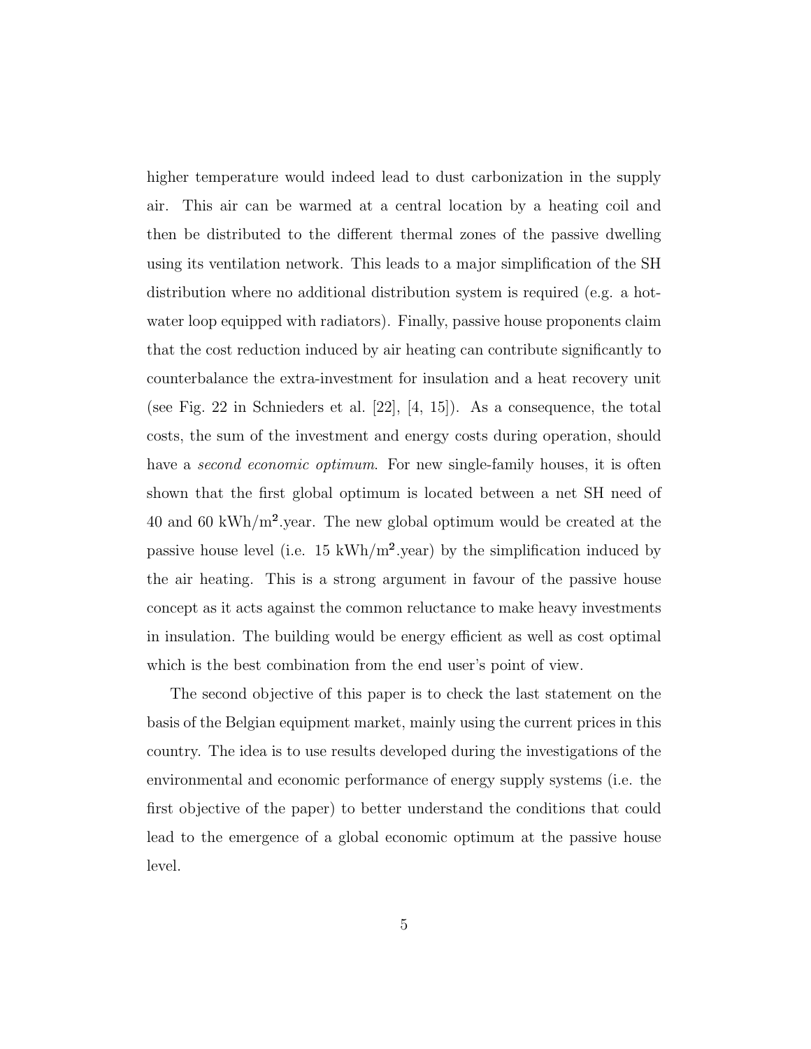higher temperature would indeed lead to dust carbonization in the supply air. This air can be warmed at a central location by a heating coil and then be distributed to the different thermal zones of the passive dwelling using its ventilation network. This leads to a major simplification of the SH distribution where no additional distribution system is required (e.g. a hot-water loop equipped with radiators). Finally, passive house proponents claim that the cost reduction induced by air heating can contribute significantly to counterbalance the extra-investment for insulation and a heat recovery unit (see Fig. 22 in Schnieders et al. [22], [4, 15]). As a consequence, the total costs, the sum of the investment and energy costs during operation, should have a *second economic optimum*. For new single-family houses, it is often shown that the first global optimum is located between a net SH need of 40 and 60 kWh/$m^2$.year. The new global optimum would be created at the passive house level (i.e. 15 kWh/$m^2$.year) by the simplification induced by the air heating. This is a strong argument in favour of the passive house concept as it acts against the common reluctance to make heavy investments in insulation. The building would be energy efficient as well as cost optimal which is the best combination from the end user's point of view.

The second objective of this paper is to check the last statement on the basis of the Belgian equipment market, mainly using the current prices in this country. The idea is to use results developed during the investigations of the environmental and economic performance of energy supply systems (i.e. the first objective of the paper) to better understand the conditions that could lead to the emergence of a global economic optimum at the passive house level.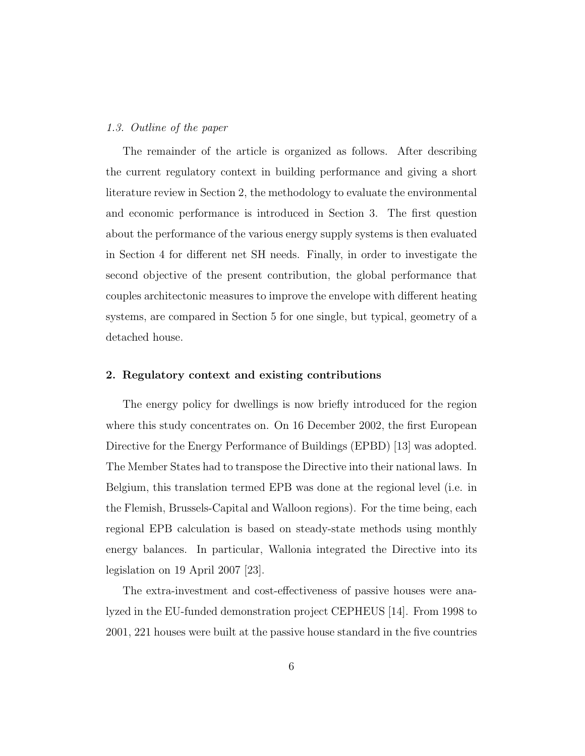### *1.3. Outline of the paper*

The remainder of the article is organized as follows. After describing the current regulatory context in building performance and giving a short literature review in Section 2, the methodology to evaluate the environmental and economic performance is introduced in Section 3. The first question about the performance of the various energy supply systems is then evaluated in Section 4 for different net SH needs. Finally, in order to investigate the second objective of the present contribution, the global performance that couples architectonic measures to improve the envelope with different heating systems, are compared in Section 5 for one single, but typical, geometry of a detached house.

## 2. Regulatory context and existing contributions

The energy policy for dwellings is now briefly introduced for the region where this study concentrates on. On 16 December 2002, the first European Directive for the Energy Performance of Buildings (EPBD) [13] was adopted. The Member States had to transpose the Directive into their national laws. In Belgium, this translation termed EPB was done at the regional level (i.e. in the Flemish, Brussels-Capital and Walloon regions). For the time being, each regional EPB calculation is based on steady-state methods using monthly energy balances. In particular, Wallonia integrated the Directive into its legislation on 19 April 2007 [23].

The extra-investment and cost-effectiveness of passive houses were analyzed in the EU-funded demonstration project CEPHEUS [14]. From 1998 to 2001, 221 houses were built at the passive house standard in the five countries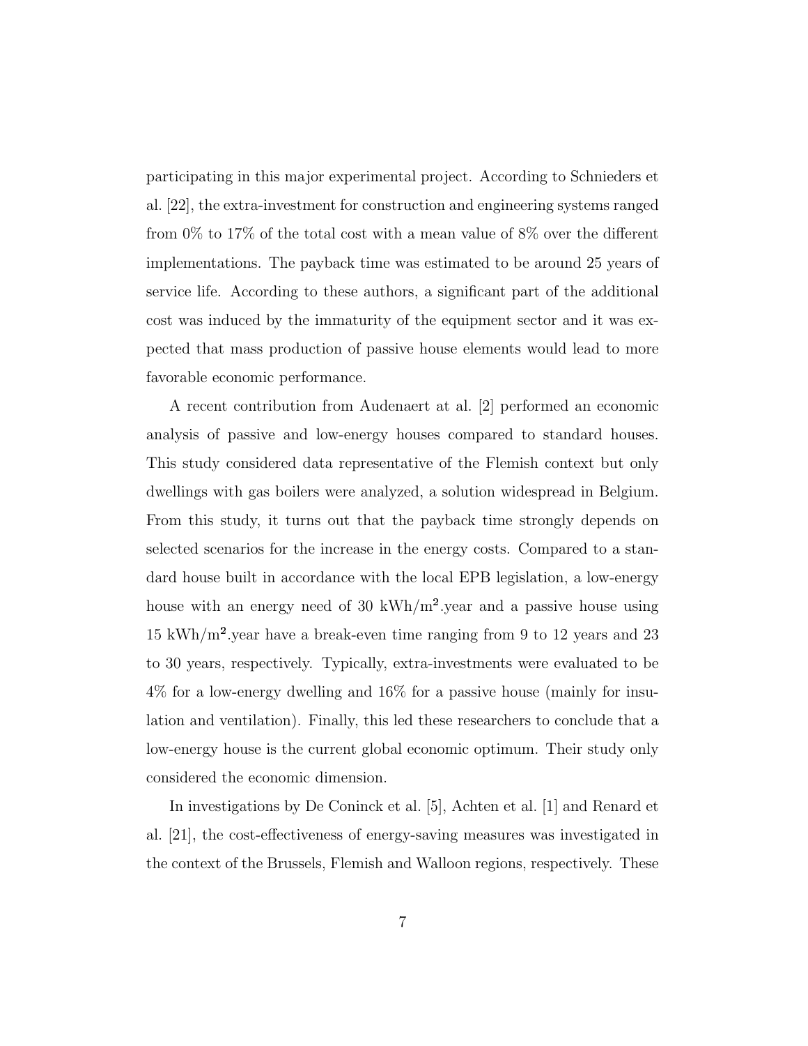participating in this major experimental project. According to Schnieders et al. [22], the extra-investment for construction and engineering systems ranged from 0% to 17% of the total cost with a mean value of 8% over the different implementations. The payback time was estimated to be around 25 years of service life. According to these authors, a significant part of the additional cost was induced by the immaturity of the equipment sector and it was expected that mass production of passive house elements would lead to more favorable economic performance.

A recent contribution from Audenaert at al. [2] performed an economic analysis of passive and low-energy houses compared to standard houses. This study considered data representative of the Flemish context but only dwellings with gas boilers were analyzed, a solution widespread in Belgium. From this study, it turns out that the payback time strongly depends on selected scenarios for the increase in the energy costs. Compared to a standard house built in accordance with the local EPB legislation, a low-energy house with an energy need of 30 kWh/m$^2$.year and a passive house using 15 kWh/m$^2$.year have a break-even time ranging from 9 to 12 years and 23 to 30 years, respectively. Typically, extra-investments were evaluated to be 4% for a low-energy dwelling and 16% for a passive house (mainly for insulation and ventilation). Finally, this led these researchers to conclude that a low-energy house is the current global economic optimum. Their study only considered the economic dimension.

In investigations by De Coninck et al. [5], Achten et al. [1] and Renard et al. [21], the cost-effectiveness of energy-saving measures was investigated in the context of the Brussels, Flemish and Walloon regions, respectively. These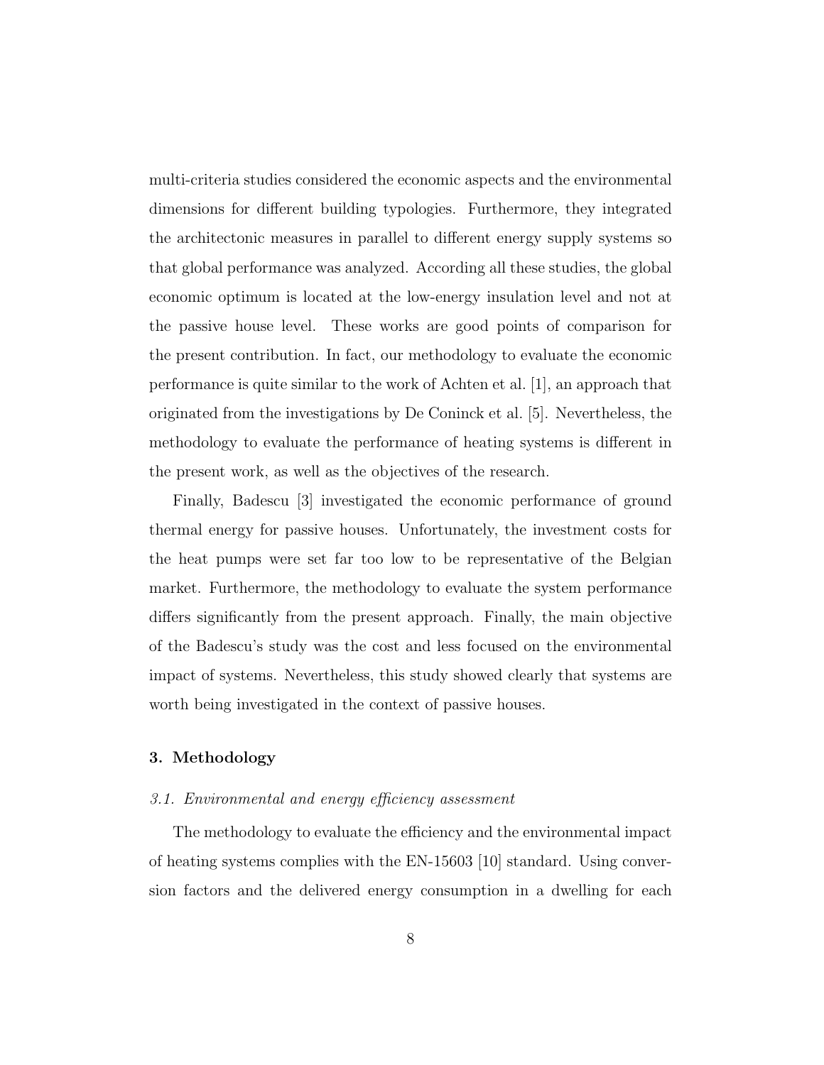multi-criteria studies considered the economic aspects and the environmental dimensions for different building typologies. Furthermore, they integrated the architectonic measures in parallel to different energy supply systems so that global performance was analyzed. According all these studies, the global economic optimum is located at the low-energy insulation level and not at the passive house level. These works are good points of comparison for the present contribution. In fact, our methodology to evaluate the economic performance is quite similar to the work of Achten et al. [1], an approach that originated from the investigations by De Coninck et al. [5]. Nevertheless, the methodology to evaluate the performance of heating systems is different in the present work, as well as the objectives of the research.

Finally, Badescu [3] investigated the economic performance of ground thermal energy for passive houses. Unfortunately, the investment costs for the heat pumps were set far too low to be representative of the Belgian market. Furthermore, the methodology to evaluate the system performance differs significantly from the present approach. Finally, the main objective of the Badescu's study was the cost and less focused on the environmental impact of systems. Nevertheless, this study showed clearly that systems are worth being investigated in the context of passive houses.

## 3. Methodology

### *3.1. Environmental and energy efficiency assessment*

The methodology to evaluate the efficiency and the environmental impact of heating systems complies with the EN-15603 [10] standard. Using conversion factors and the delivered energy consumption in a dwelling for each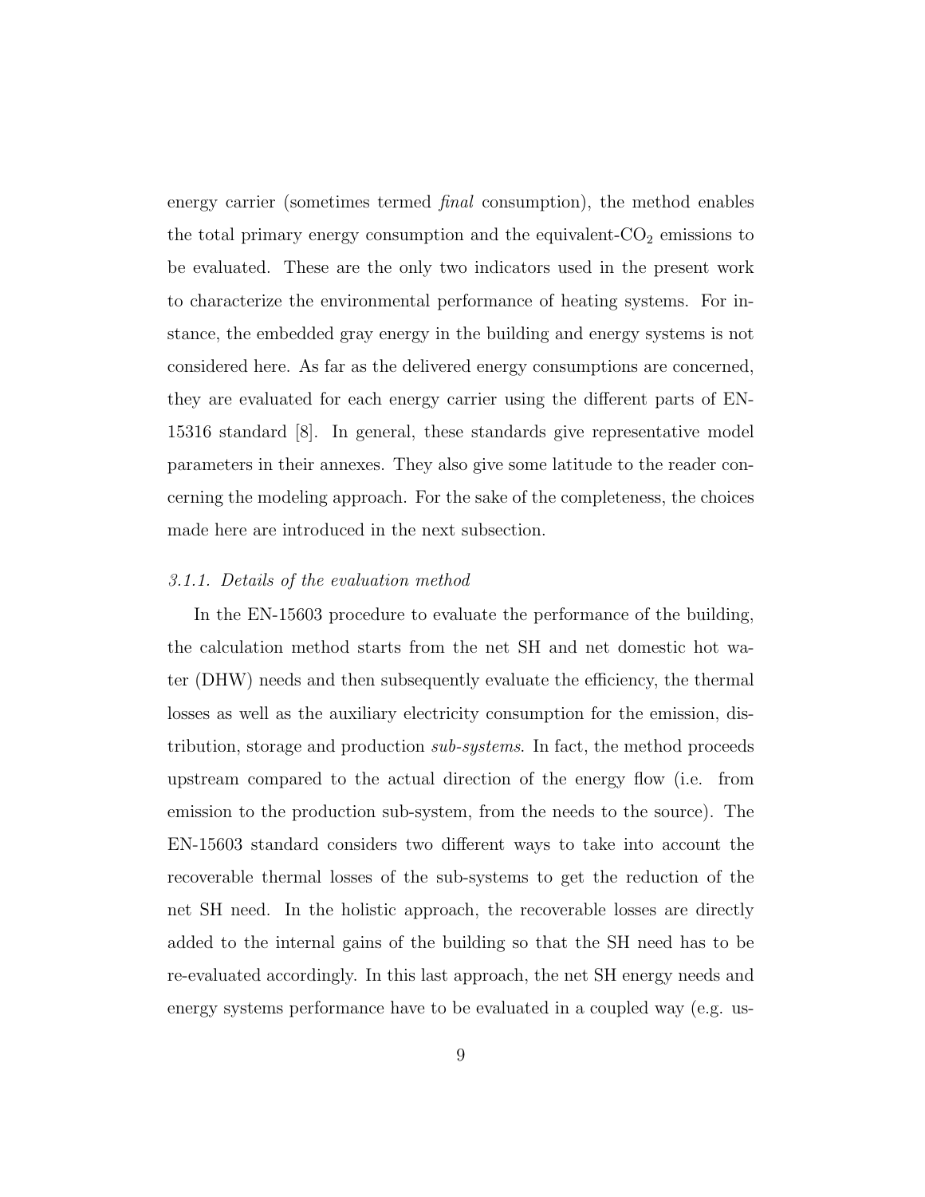energy carrier (sometimes termed *final* consumption), the method enables the total primary energy consumption and the equivalent-$CO_2$ emissions to be evaluated. These are the only two indicators used in the present work to characterize the environmental performance of heating systems. For instance, the embedded gray energy in the building and energy systems is not considered here. As far as the delivered energy consumptions are concerned, they are evaluated for each energy carrier using the different parts of EN-15316 standard [8]. In general, these standards give representative model parameters in their annexes. They also give some latitude to the reader concerning the modeling approach. For the sake of the completeness, the choices made here are introduced in the next subsection.

#### *3.1.1. Details of the evaluation method*

In the EN-15603 procedure to evaluate the performance of the building, the calculation method starts from the net SH and net domestic hot water (DHW) needs and then subsequently evaluate the efficiency, the thermal losses as well as the auxiliary electricity consumption for the emission, distribution, storage and production *sub-systems*. In fact, the method proceeds upstream compared to the actual direction of the energy flow (i.e. from emission to the production sub-system, from the needs to the source). The EN-15603 standard considers two different ways to take into account the recoverable thermal losses of the sub-systems to get the reduction of the net SH need. In the holistic approach, the recoverable losses are directly added to the internal gains of the building so that the SH need has to be re-evaluated accordingly. In this last approach, the net SH energy needs and energy systems performance have to be evaluated in a coupled way (e.g. us-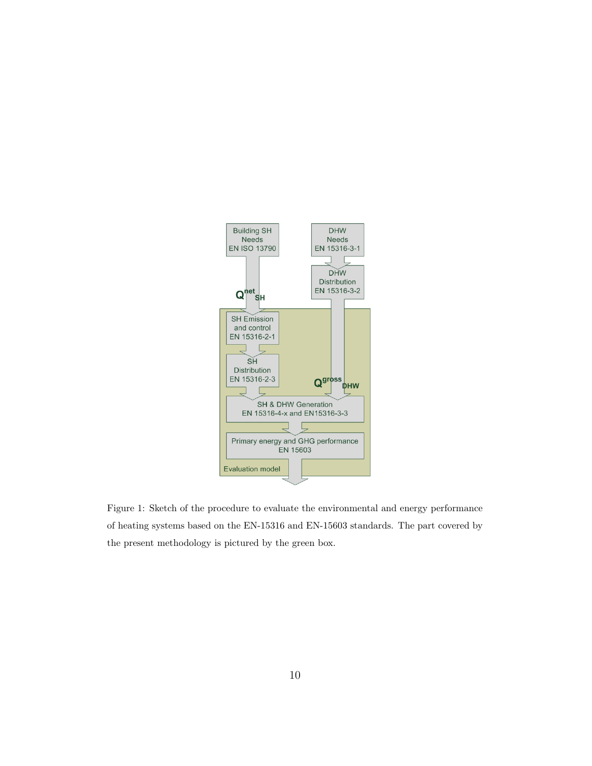Figure 1: Sketch of the procedure to evaluate the environmental and energy performance of heating systems based on the EN-15316 and EN-15603 standards. The part covered by the present methodology is pictured by the green box.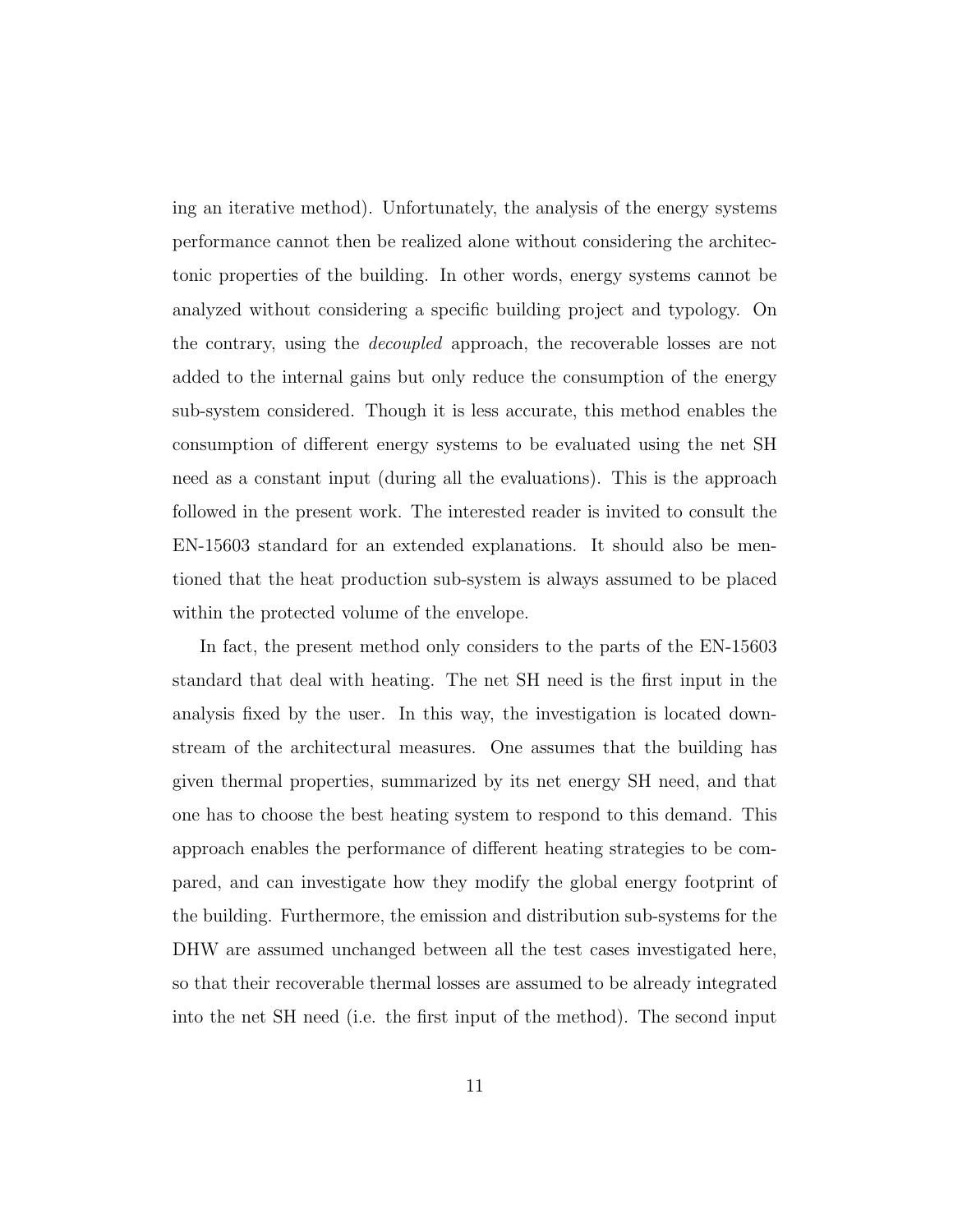ing an iterative method). Unfortunately, the analysis of the energy systems performance cannot then be realized alone without considering the architectonic properties of the building. In other words, energy systems cannot be analyzed without considering a specific building project and typology. On the contrary, using the *decoupled* approach, the recoverable losses are not added to the internal gains but only reduce the consumption of the energy sub-system considered. Though it is less accurate, this method enables the consumption of different energy systems to be evaluated using the net SH need as a constant input (during all the evaluations). This is the approach followed in the present work. The interested reader is invited to consult the EN-15603 standard for an extended explanations. It should also be mentioned that the heat production sub-system is always assumed to be placed within the protected volume of the envelope.

In fact, the present method only considers to the parts of the EN-15603 standard that deal with heating. The net SH need is the first input in the analysis fixed by the user. In this way, the investigation is located downstream of the architectural measures. One assumes that the building has given thermal properties, summarized by its net energy SH need, and that one has to choose the best heating system to respond to this demand. This approach enables the performance of different heating strategies to be compared, and can investigate how they modify the global energy footprint of the building. Furthermore, the emission and distribution sub-systems for the DHW are assumed unchanged between all the test cases investigated here, so that their recoverable thermal losses are assumed to be already integrated into the net SH need (i.e. the first input of the method). The second input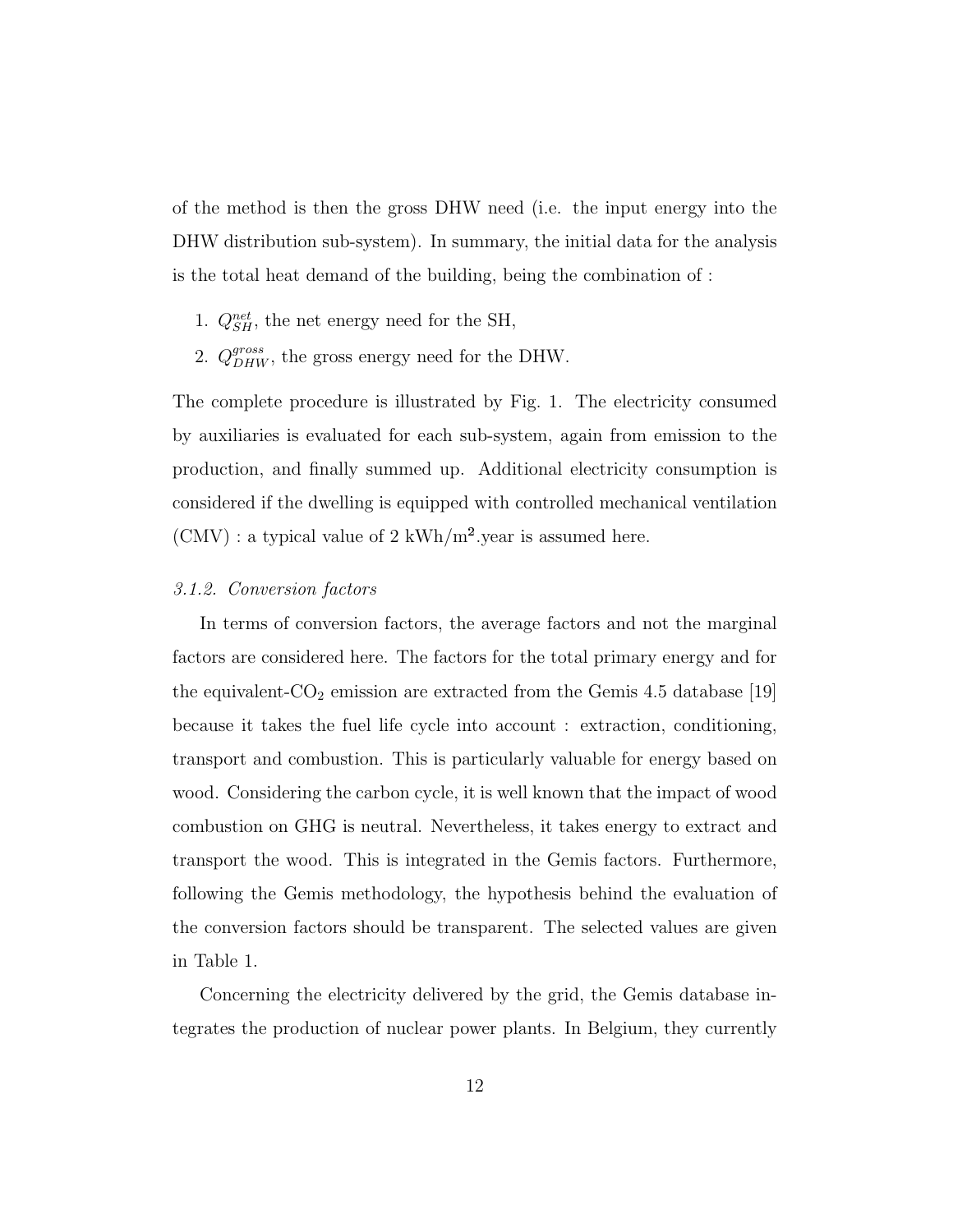of the method is then the gross DHW need (i.e. the input energy into the DHW distribution sub-system). In summary, the initial data for the analysis is the total heat demand of the building, being the combination of :

1. $Q_{SH}^{net}$, the net energy need for the SH,
2. $Q_{DHW}^{gross}$, the gross energy need for the DHW.

The complete procedure is illustrated by Fig. 1. The electricity consumed by auxiliaries is evaluated for each sub-system, again from emission to the production, and finally summed up. Additional electricity consumption is considered if the dwelling is equipped with controlled mechanical ventilation (CMV) : a typical value of 2 kWh/m$^2$.year is assumed here.

### *3.1.2. Conversion factors*

In terms of conversion factors, the average factors and not the marginal factors are considered here. The factors for the total primary energy and for the equivalent-$CO_2$ emission are extracted from the Gemis 4.5 database [19] because it takes the fuel life cycle into account : extraction, conditioning, transport and combustion. This is particularly valuable for energy based on wood. Considering the carbon cycle, it is well known that the impact of wood combustion on GHG is neutral. Nevertheless, it takes energy to extract and transport the wood. This is integrated in the Gemis factors. Furthermore, following the Gemis methodology, the hypothesis behind the evaluation of the conversion factors should be transparent. The selected values are given in Table 1.

Concerning the electricity delivered by the grid, the Gemis database integrates the production of nuclear power plants. In Belgium, they currently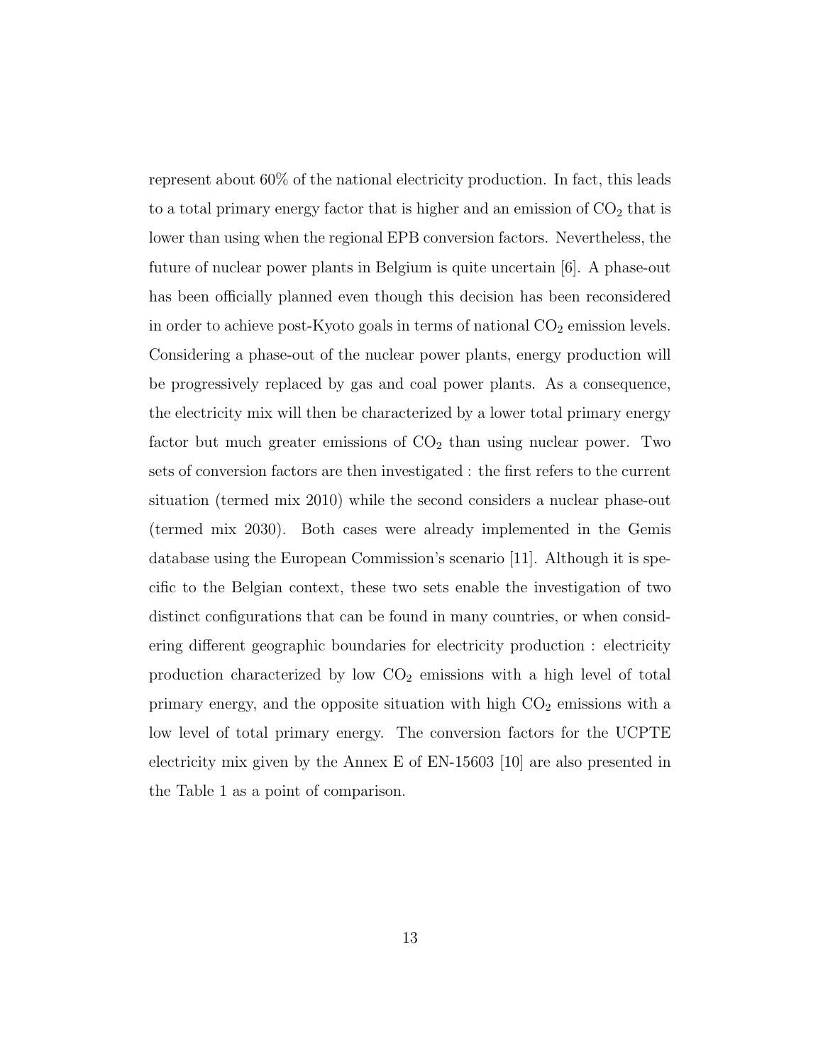represent about 60% of the national electricity production. In fact, this leads to a total primary energy factor that is higher and an emission of $CO_2$ that is lower than using when the regional EPB conversion factors. Nevertheless, the future of nuclear power plants in Belgium is quite uncertain [6]. A phase-out has been officially planned even though this decision has been reconsidered in order to achieve post-Kyoto goals in terms of national $CO_2$ emission levels. Considering a phase-out of the nuclear power plants, energy production will be progressively replaced by gas and coal power plants. As a consequence, the electricity mix will then be characterized by a lower total primary energy factor but much greater emissions of $CO_2$ than using nuclear power. Two sets of conversion factors are then investigated : the first refers to the current situation (termed mix 2010) while the second considers a nuclear phase-out (termed mix 2030). Both cases were already implemented in the Gemis database using the European Commission's scenario [11]. Although it is specific to the Belgian context, these two sets enable the investigation of two distinct configurations that can be found in many countries, or when considering different geographic boundaries for electricity production : electricity production characterized by low $CO_2$ emissions with a high level of total primary energy, and the opposite situation with high $CO_2$ emissions with a low level of total primary energy. The conversion factors for the UCPTE electricity mix given by the Annex E of EN-15603 [10] are also presented in the Table 1 as a point of comparison.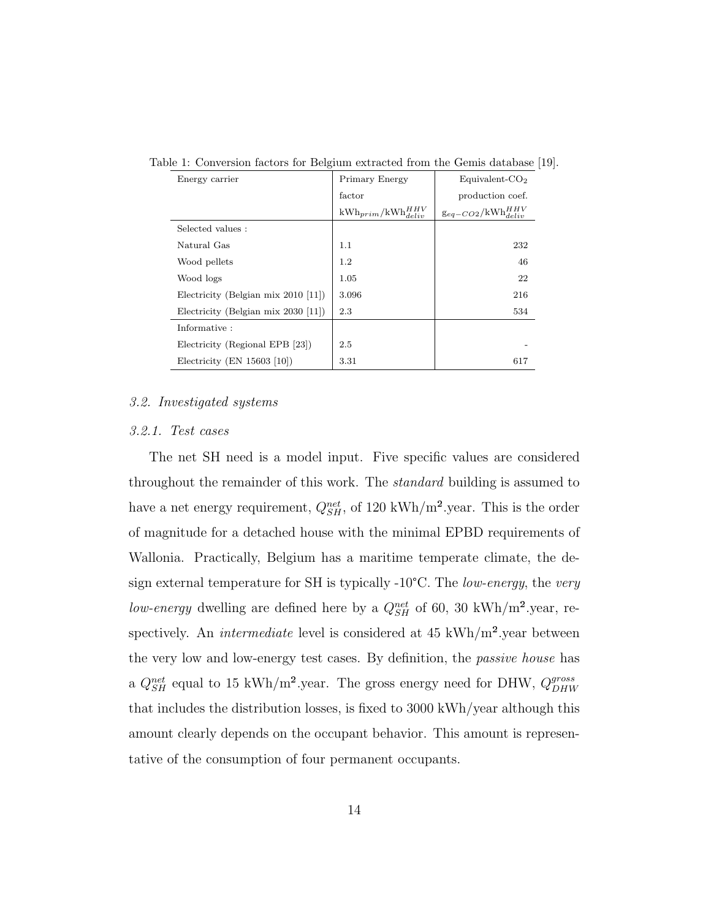Table 1: Conversion factors for Belgium extracted from the Gemis database [19].

| Energy carrier | Primary Energy factor $kWh_{prim}/kWh^{HHV}_{deliv}$ | Equivalent-$CO_2$ production coef. $g_{eq-CO2}/kWh^{HHV}_{deliv}$ |
|---|---|---|
| Selected values : | | |
| Natural Gas | 1.1 | 232 |
| Wood pellets | 1.2 | 46 |
| Wood logs | 1.05 | 22 |
| Electricity (Belgian mix 2010 [11]) | 3.096 | 216 |
| Electricity (Belgian mix 2030 [11]) | 2.3 | 534 |
| Informative : | | |
| Electricity (Regional EPB [23]) | 2.5 | - |
| Electricity (EN 15603 [10]) | 3.31 | 617 |

### 3.2. Investigated systems

#### 3.2.1. Test cases

The net SH need is a model input. Five specific values are considered throughout the remainder of this work. The *standard* building is assumed to have a net energy requirement, $Q^{net}_{SH}$, of 120 kWh/m$^2$.year. This is the order of magnitude for a detached house with the minimal EPBD requirements of Wallonia. Practically, Belgium has a maritime temperate climate, the design external temperature for SH is typically -10°C. The *low-energy*, the *very low-energy* dwelling are defined here by a $Q^{net}_{SH}$ of 60, 30 kWh/m$^2$.year, respectively. An *intermediate* level is considered at 45 kWh/m$^2$.year between the very low and low-energy test cases. By definition, the *passive house* has a $Q^{net}_{SH}$ equal to 15 kWh/m$^2$.year. The gross energy need for DHW, $Q^{gross}_{DHW}$ that includes the distribution losses, is fixed to 3000 kWh/year although this amount clearly depends on the occupant behavior. This amount is representative of the consumption of four permanent occupants.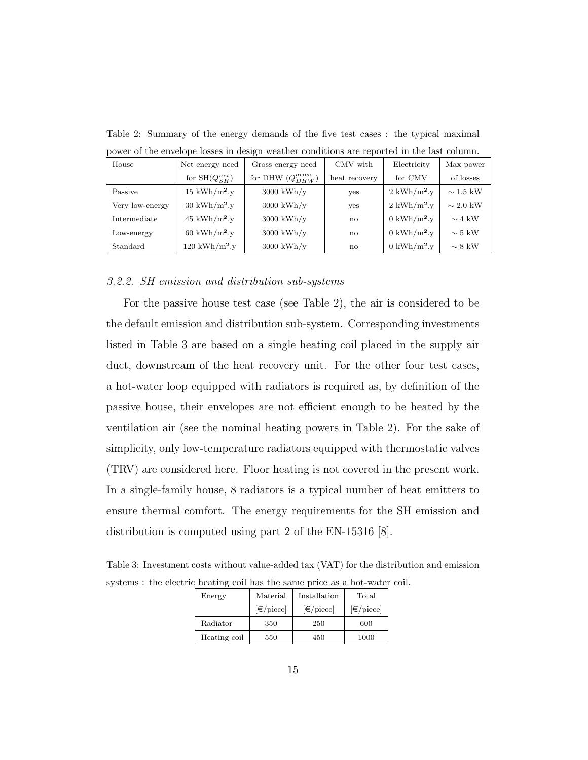Table 2: Summary of the energy demands of the five test cases : the typical maximal power of the envelope losses in design weather conditions are reported in the last column.

| House | Net energy need for SH($Q_{SH}^{net}$) | Gross energy need for DHW ($Q_{DHW}^{gross}$) | CMV with heat recovery | Electricity for CMV | Max power of losses |
|---|---|---|---|---|---|
| Passive | 15 kWh/m².y | 3000 kWh/y | yes | 2 kWh/m².y | $\sim$ 1.5 kW |
| Very low-energy | 30 kWh/m².y | 3000 kWh/y | yes | 2 kWh/m².y | $\sim$ 2.0 kW |
| Intermediate | 45 kWh/m².y | 3000 kWh/y | no | 0 kWh/m².y | $\sim$ 4 kW |
| Low-energy | 60 kWh/m².y | 3000 kWh/y | no | 0 kWh/m².y | $\sim$ 5 kW |
| Standard | 120 kWh/m².y | 3000 kWh/y | no | 0 kWh/m².y | $\sim$ 8 kW |

### *3.2.2. SH emission and distribution sub-systems*

For the passive house test case (see Table 2), the air is considered to be the default emission and distribution sub-system. Corresponding investments listed in Table 3 are based on a single heating coil placed in the supply air duct, downstream of the heat recovery unit. For the other four test cases, a hot-water loop equipped with radiators is required as, by definition of the passive house, their envelopes are not efficient enough to be heated by the ventilation air (see the nominal heating powers in Table 2). For the sake of simplicity, only low-temperature radiators equipped with thermostatic valves (TRV) are considered here. Floor heating is not covered in the present work. In a single-family house, 8 radiators is a typical number of heat emitters to ensure thermal comfort. The energy requirements for the SH emission and distribution is computed using part 2 of the EN-15316 [8].

Table 3: Investment costs without value-added tax (VAT) for the distribution and emission systems : the electric heating coil has the same price as a hot-water coil.

| Energy | Material [€/piece] | Installation [€/piece] | Total [€/piece] |
|---|---|---|---|
| Radiator | 350 | 250 | 600 |
| Heating coil | 550 | 450 | 1000 |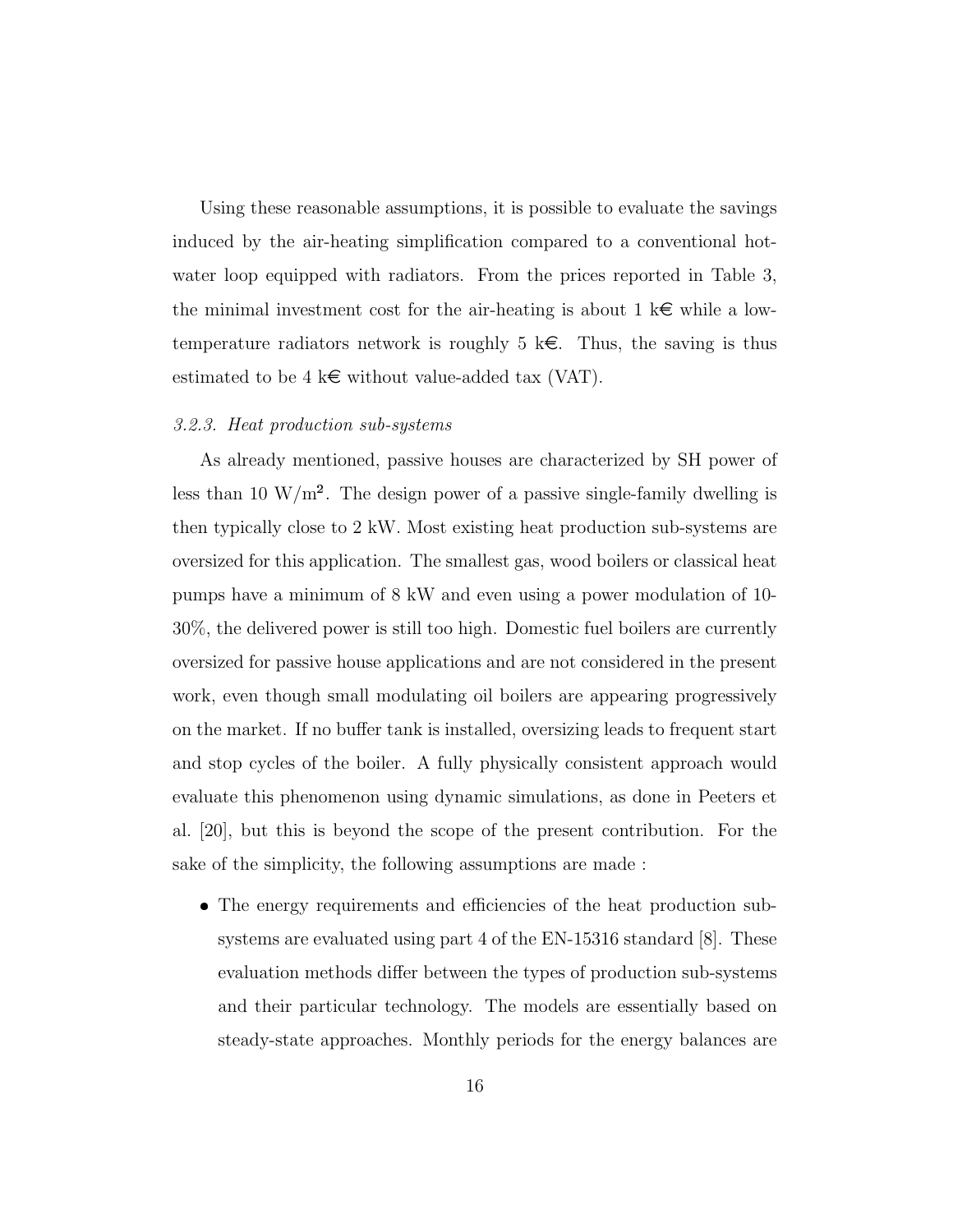Using these reasonable assumptions, it is possible to evaluate the savings induced by the air-heating simplification compared to a conventional hot-water loop equipped with radiators. From the prices reported in Table 3, the minimal investment cost for the air-heating is about 1 k€ while a low-temperature radiators network is roughly 5 k€. Thus, the saving is thus estimated to be 4 k€ without value-added tax (VAT).

### *3.2.3. Heat production sub-systems*

As already mentioned, passive houses are characterized by SH power of less than 10 W/m². The design power of a passive single-family dwelling is then typically close to 2 kW. Most existing heat production sub-systems are oversized for this application. The smallest gas, wood boilers or classical heat pumps have a minimum of 8 kW and even using a power modulation of 10-30%, the delivered power is still too high. Domestic fuel boilers are currently oversized for passive house applications and are not considered in the present work, even though small modulating oil boilers are appearing progressively on the market. If no buffer tank is installed, oversizing leads to frequent start and stop cycles of the boiler. A fully physically consistent approach would evaluate this phenomenon using dynamic simulations, as done in Peeters et al. [20], but this is beyond the scope of the present contribution. For the sake of the simplicity, the following assumptions are made :

- The energy requirements and efficiencies of the heat production sub-systems are evaluated using part 4 of the EN-15316 standard [8]. These evaluation methods differ between the types of production sub-systems and their particular technology. The models are essentially based on steady-state approaches. Monthly periods for the energy balances are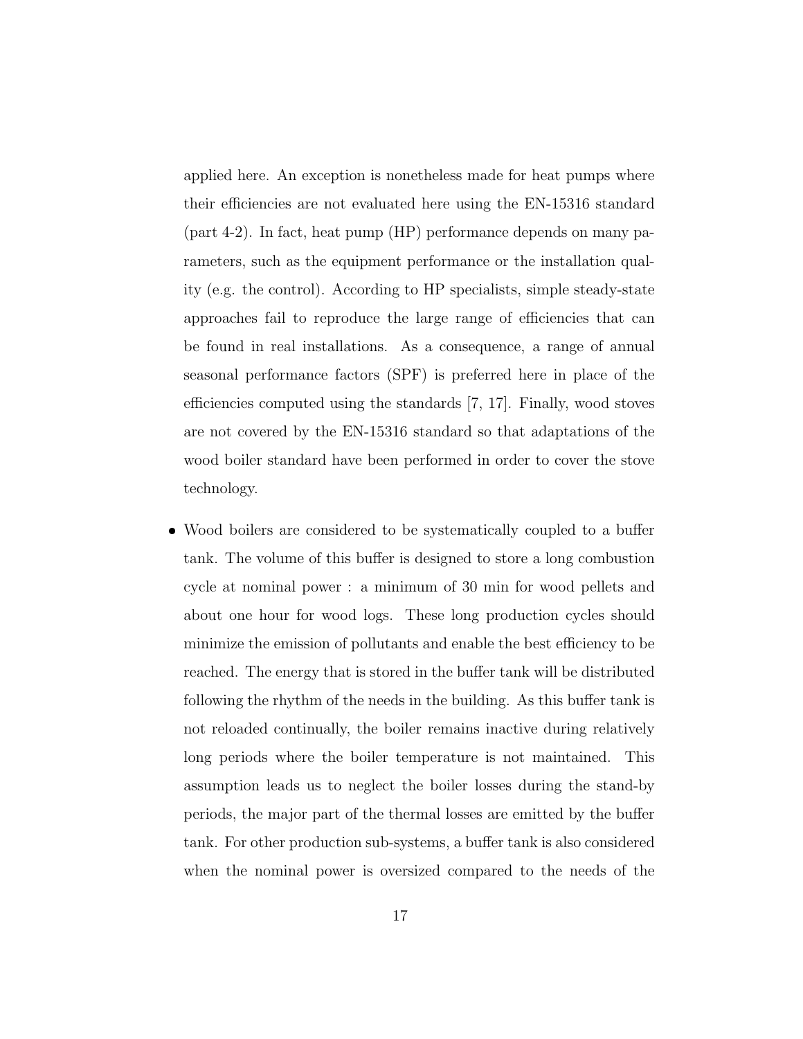applied here. An exception is nonetheless made for heat pumps where their efficiencies are not evaluated here using the EN-15316 standard (part 4-2). In fact, heat pump (HP) performance depends on many parameters, such as the equipment performance or the installation quality (e.g. the control). According to HP specialists, simple steady-state approaches fail to reproduce the large range of efficiencies that can be found in real installations. As a consequence, a range of annual seasonal performance factors (SPF) is preferred here in place of the efficiencies computed using the standards [7, 17]. Finally, wood stoves are not covered by the EN-15316 standard so that adaptations of the wood boiler standard have been performed in order to cover the stove technology.

- Wood boilers are considered to be systematically coupled to a buffer tank. The volume of this buffer is designed to store a long combustion cycle at nominal power : a minimum of 30 min for wood pellets and about one hour for wood logs. These long production cycles should minimize the emission of pollutants and enable the best efficiency to be reached. The energy that is stored in the buffer tank will be distributed following the rhythm of the needs in the building. As this buffer tank is not reloaded continually, the boiler remains inactive during relatively long periods where the boiler temperature is not maintained. This assumption leads us to neglect the boiler losses during the stand-by periods, the major part of the thermal losses are emitted by the buffer tank. For other production sub-systems, a buffer tank is also considered when the nominal power is oversized compared to the needs of the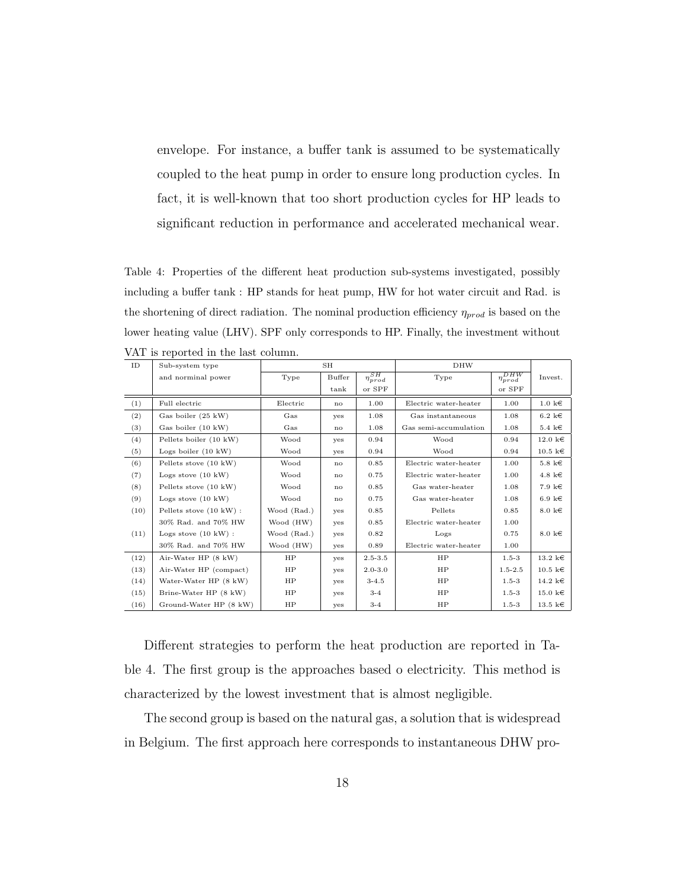envelope. For instance, a buffer tank is assumed to be systematically coupled to the heat pump in order to ensure long production cycles. In fact, it is well-known that too short production cycles for HP leads to significant reduction in performance and accelerated mechanical wear.

Table 4: Properties of the different heat production sub-systems investigated, possibly including a buffer tank : HP stands for heat pump, HW for hot water circuit and Rad. is the shortening of direct radiation. The nominal production efficiency $\eta_{prod}$ is based on the lower heating value (LHV). SPF only corresponds to HP. Finally, the investment without VAT is reported in the last column.

| ID | Sub-system type and norminal power | SH | | | DHW | | Invest. |
|---|---|---|---|---|---|---|---|
| | | Type | Buffer tank | $\eta_{prod}^{SH}$ or SPF | Type | $\eta_{prod}^{DHW}$ or SPF | |
| (1) | Full electric | Electric | no | 1.00 | Electric water-heater | 1.00 | 1.0 k€ |
| (2) | Gas boiler (25 kW) | Gas | yes | 1.08 | Gas instantaneous | 1.08 | 6.2 k€ |
| (3) | Gas boiler (10 kW) | Gas | no | 1.08 | Gas semi-accumulation | 1.08 | 5.4 k€ |
| (4) | Pellets boiler (10 kW) | Wood | yes | 0.94 | Wood | 0.94 | 12.0 k€ |
| (5) | Logs boiler (10 kW) | Wood | yes | 0.94 | Wood | 0.94 | 10.5 k€ |
| (6) | Pellets stove (10 kW) | Wood | no | 0.85 | Electric water-heater | 1.00 | 5.8 k€ |
| (7) | Logs stove (10 kW) | Wood | no | 0.75 | Electric water-heater | 1.00 | 4.8 k€ |
| (8) | Pellets stove (10 kW) | Wood | no | 0.85 | Gas water-heater | 1.08 | 7.9 k€ |
| (9) | Logs stove (10 kW) | Wood | no | 0.75 | Gas water-heater | 1.08 | 6.9 k€ |
| (10) | Pellets stove (10 kW) : | Wood (Rad.) | yes | 0.85 | Pellets | 0.85 | 8.0 k€ |
| | 30% Rad. and 70% HW | Wood (HW) | yes | 0.85 | Electric water-heater | 1.00 | |
| (11) | Logs stove (10 kW) : | Wood (Rad.) | yes | 0.82 | Logs | 0.75 | 8.0 k€ |
| | 30% Rad. and 70% HW | Wood (HW) | yes | 0.89 | Electric water-heater | 1.00 | |
| (12) | Air-Water HP (8 kW) | HP | yes | 2.5-3.5 | HP | 1.5-3 | 13.2 k€ |
| (13) | Air-Water HP (compact) | HP | yes | 2.0-3.0 | HP | 1.5-2.5 | 10.5 k€ |
| (14) | Water-Water HP (8 kW) | HP | yes | 3-4.5 | HP | 1.5-3 | 14.2 k€ |
| (15) | Brine-Water HP (8 kW) | HP | yes | 3-4 | HP | 1.5-3 | 15.0 k€ |
| (16) | Ground-Water HP (8 kW) | HP | yes | 3-4 | HP | 1.5-3 | 13.5 k€ |

Different strategies to perform the heat production are reported in Table 4. The first group is the approaches based o electricity. This method is characterized by the lowest investment that is almost negligible.

The second group is based on the natural gas, a solution that is widespread in Belgium. The first approach here corresponds to instantaneous DHW pro-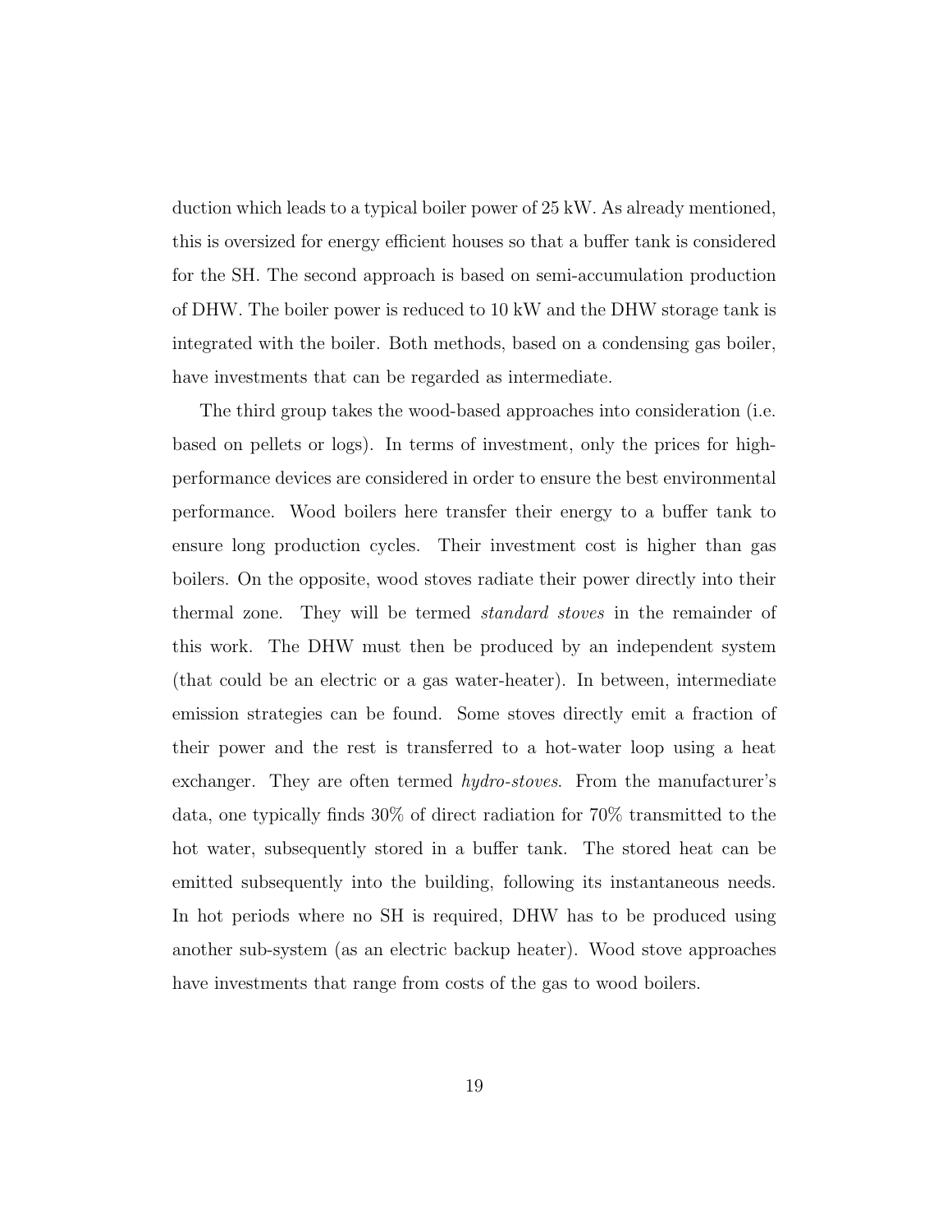duction which leads to a typical boiler power of 25 kW. As already mentioned, this is oversized for energy efficient houses so that a buffer tank is considered for the SH. The second approach is based on semi-accumulation production of DHW. The boiler power is reduced to 10 kW and the DHW storage tank is integrated with the boiler. Both methods, based on a condensing gas boiler, have investments that can be regarded as intermediate.

The third group takes the wood-based approaches into consideration (i.e. based on pellets or logs). In terms of investment, only the prices for high-performance devices are considered in order to ensure the best environmental performance. Wood boilers here transfer their energy to a buffer tank to ensure long production cycles. Their investment cost is higher than gas boilers. On the opposite, wood stoves radiate their power directly into their thermal zone. They will be termed *standard stoves* in the remainder of this work. The DHW must then be produced by an independent system (that could be an electric or a gas water-heater). In between, intermediate emission strategies can be found. Some stoves directly emit a fraction of their power and the rest is transferred to a hot-water loop using a heat exchanger. They are often termed *hydro-stoves*. From the manufacturer's data, one typically finds 30% of direct radiation for 70% transmitted to the hot water, subsequently stored in a buffer tank. The stored heat can be emitted subsequently into the building, following its instantaneous needs. In hot periods where no SH is required, DHW has to be produced using another sub-system (as an electric backup heater). Wood stove approaches have investments that range from costs of the gas to wood boilers.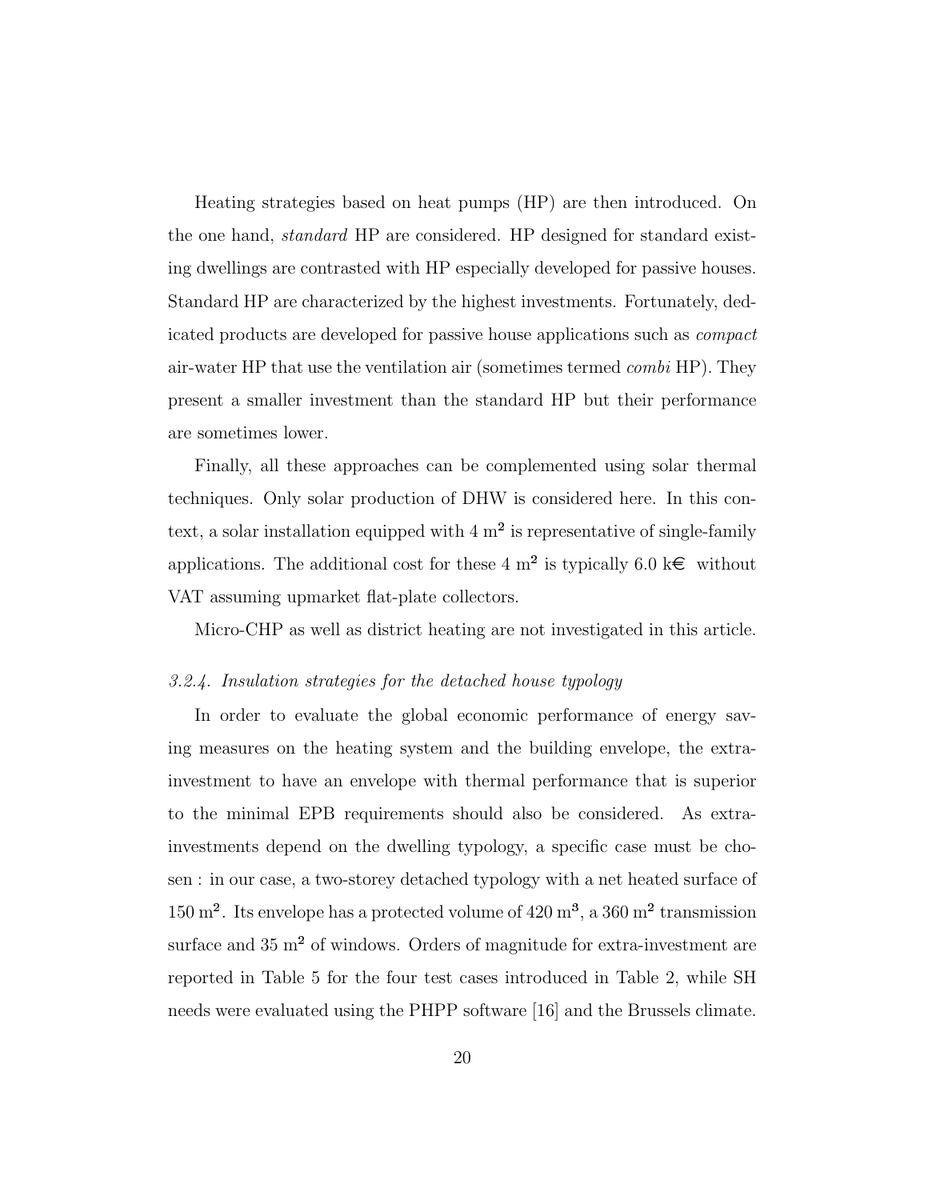Heating strategies based on heat pumps (HP) are then introduced. On the one hand, *standard* HP are considered. HP designed for standard existing dwellings are contrasted with HP especially developed for passive houses. Standard HP are characterized by the highest investments. Fortunately, dedicated products are developed for passive house applications such as *compact* air-water HP that use the ventilation air (sometimes termed *combi* HP). They present a smaller investment than the standard HP but their performance are sometimes lower.

Finally, all these approaches can be complemented using solar thermal techniques. Only solar production of DHW is considered here. In this context, a solar installation equipped with 4 $m^2$ is representative of single-family applications. The additional cost for these 4 $m^2$ is typically 6.0 k€ without VAT assuming upmarket flat-plate collectors.

Micro-CHP as well as district heating are not investigated in this article.

### 3.2.4. Insulation strategies for the detached house typology

In order to evaluate the global economic performance of energy saving measures on the heating system and the building envelope, the extra-investment to have an envelope with thermal performance that is superior to the minimal EPB requirements should also be considered. As extra-investments depend on the dwelling typology, a specific case must be chosen : in our case, a two-storey detached typology with a net heated surface of 150 $m^2$. Its envelope has a protected volume of 420 $m^3$, a 360 $m^2$ transmission surface and 35 $m^2$ of windows. Orders of magnitude for extra-investment are reported in Table 5 for the four test cases introduced in Table 2, while SH needs were evaluated using the PHPP software [16] and the Brussels climate.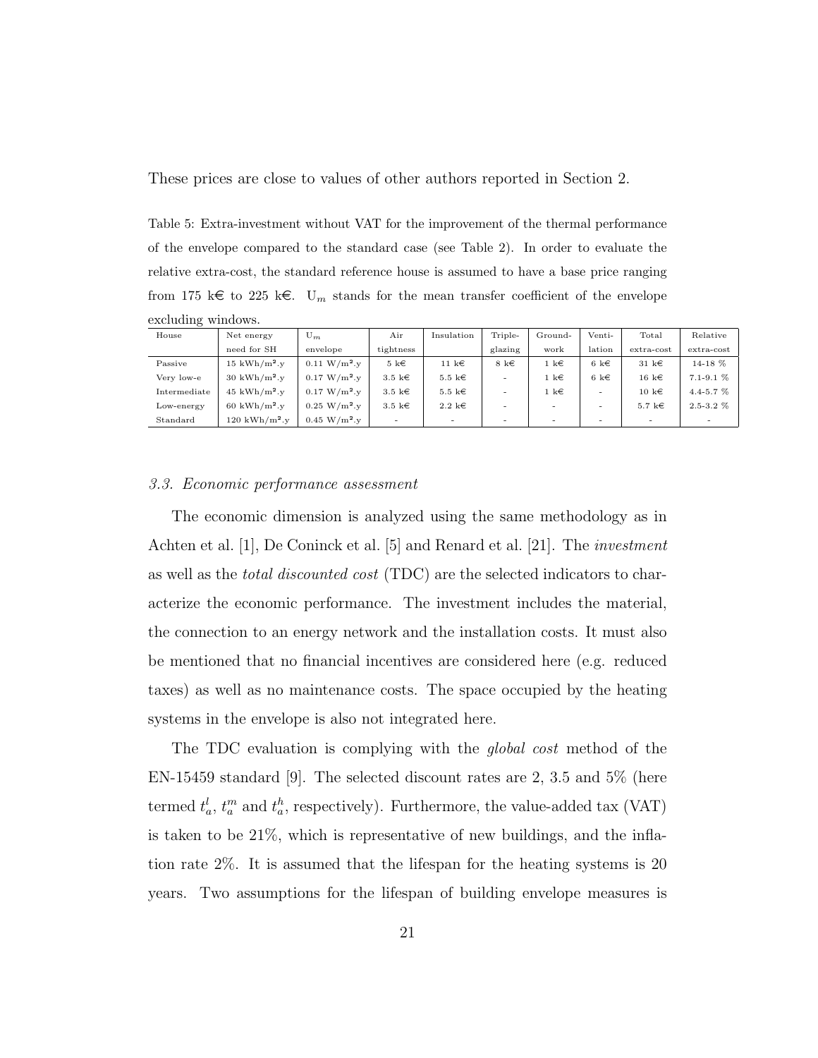These prices are close to values of other authors reported in Section 2.

Table 5: Extra-investment without VAT for the improvement of the thermal performance of the envelope compared to the standard case (see Table 2). In order to evaluate the relative extra-cost, the standard reference house is assumed to have a base price ranging from 175 k€ to 225 k€. $U_m$ stands for the mean transfer coefficient of the envelope excluding windows.

| House | Net energy need for SH | $U_m$ envelope | Air tightness | Insulation | Triple-glazing | Ground-work | Venti-lation | Total extra-cost | Relative extra-cost |
|---|---|---|---|---|---|---|---|---|---|
| Passive | 15 kWh/m².y | 0.11 W/m².y | 5 k€ | 11 k€ | 8 k€ | 1 k€ | 6 k€ | 31 k€ | 14-18 % |
| Very low-e | 30 kWh/m².y | 0.17 W/m².y | 3.5 k€ | 5.5 k€ | - | 1 k€ | 6 k€ | 16 k€ | 7.1-9.1 % |
| Intermediate | 45 kWh/m².y | 0.17 W/m².y | 3.5 k€ | 5.5 k€ | - | 1 k€ | - | 10 k€ | 4.4-5.7 % |
| Low-energy | 60 kWh/m².y | 0.25 W/m².y | 3.5 k€ | 2.2 k€ | - | - | - | 5.7 k€ | 2.5-3.2 % |
| Standard | 120 kWh/m².y | 0.45 W/m².y | - | - | - | - | - | - | - |

### *3.3. Economic performance assessment*

The economic dimension is analyzed using the same methodology as in Achten et al. [1], De Coninck et al. [5] and Renard et al. [21]. The *investment* as well as the *total discounted cost* (TDC) are the selected indicators to characterize the economic performance. The investment includes the material, the connection to an energy network and the installation costs. It must also be mentioned that no financial incentives are considered here (e.g. reduced taxes) as well as no maintenance costs. The space occupied by the heating systems in the envelope is also not integrated here.

The TDC evaluation is complying with the *global cost* method of the EN-15459 standard [9]. The selected discount rates are 2, 3.5 and 5% (here termed $t_a^l$, $t_a^m$ and $t_a^h$, respectively). Furthermore, the value-added tax (VAT) is taken to be 21%, which is representative of new buildings, and the inflation rate 2%. It is assumed that the lifespan for the heating systems is 20 years. Two assumptions for the lifespan of building envelope measures is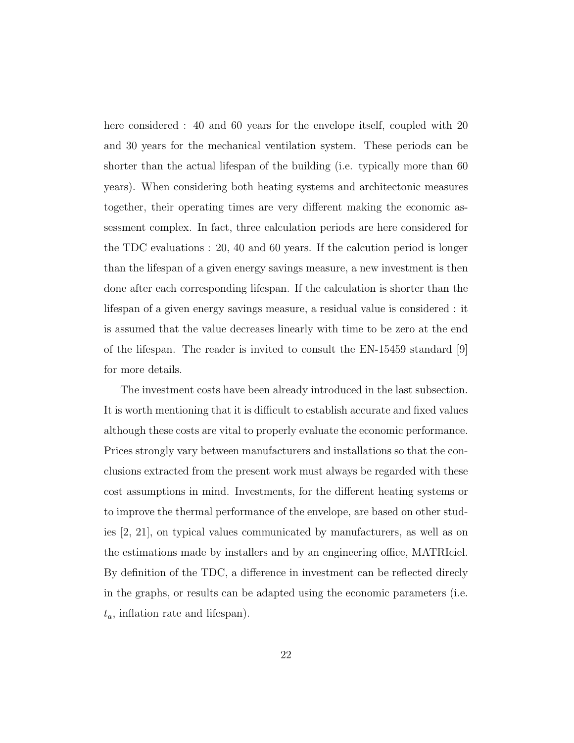here considered : 40 and 60 years for the envelope itself, coupled with 20 and 30 years for the mechanical ventilation system. These periods can be shorter than the actual lifespan of the building (i.e. typically more than 60 years). When considering both heating systems and architectonic measures together, their operating times are very different making the economic assessment complex. In fact, three calculation periods are here considered for the TDC evaluations : 20, 40 and 60 years. If the calcution period is longer than the lifespan of a given energy savings measure, a new investment is then done after each corresponding lifespan. If the calculation is shorter than the lifespan of a given energy savings measure, a residual value is considered : it is assumed that the value decreases linearly with time to be zero at the end of the lifespan. The reader is invited to consult the EN-15459 standard [9] for more details.

The investment costs have been already introduced in the last subsection. It is worth mentioning that it is difficult to establish accurate and fixed values although these costs are vital to properly evaluate the economic performance. Prices strongly vary between manufacturers and installations so that the conclusions extracted from the present work must always be regarded with these cost assumptions in mind. Investments, for the different heating systems or to improve the thermal performance of the envelope, are based on other studies [2, 21], on typical values communicated by manufacturers, as well as on the estimations made by installers and by an engineering office, MATRIciel. By definition of the TDC, a difference in investment can be reflected direcly in the graphs, or results can be adapted using the economic parameters (i.e. $t_a$, inflation rate and lifespan).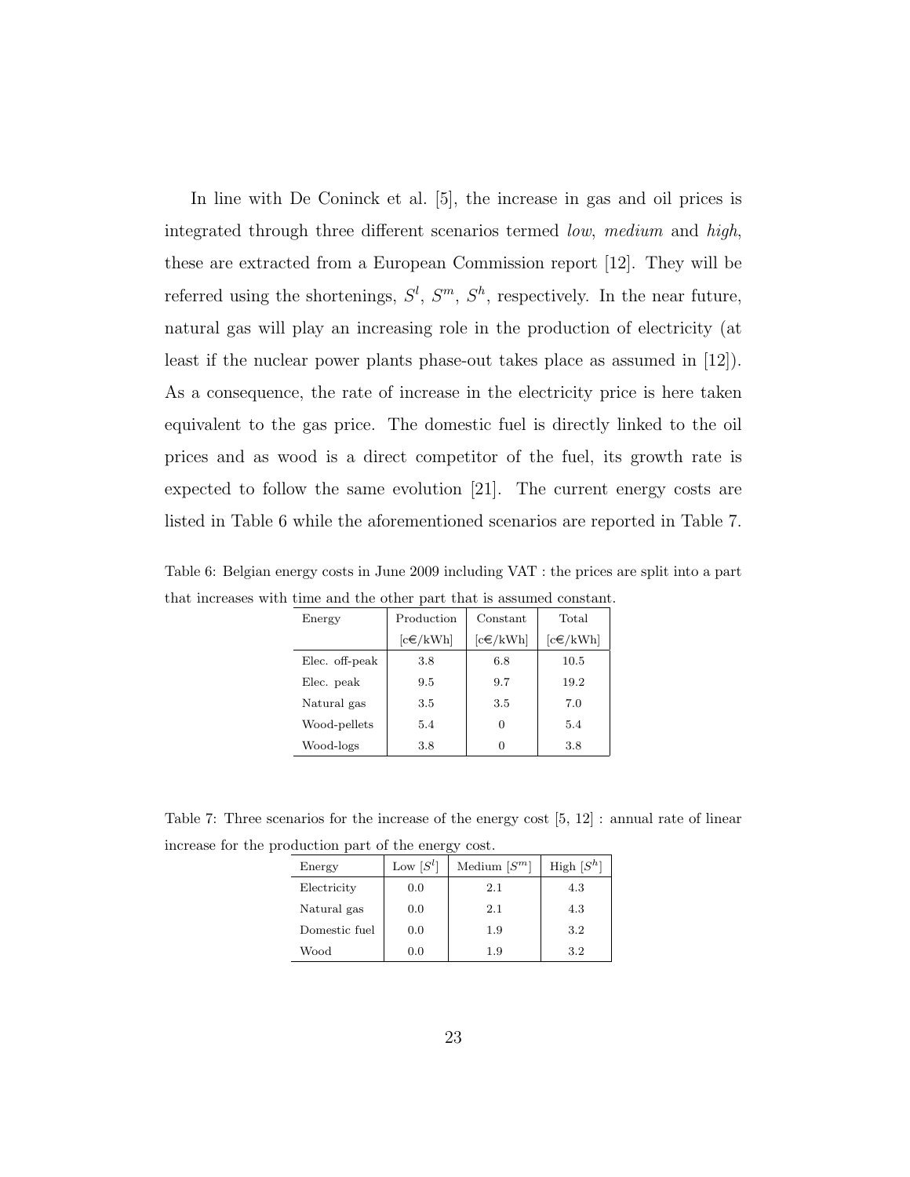In line with De Coninck et al. [5], the increase in gas and oil prices is integrated through three different scenarios termed *low*, *medium* and *high*, these are extracted from a European Commission report [12]. They will be referred using the shortenings, $S^l$, $S^m$, $S^h$, respectively. In the near future, natural gas will play an increasing role in the production of electricity (at least if the nuclear power plants phase-out takes place as assumed in [12]). As a consequence, the rate of increase in the electricity price is here taken equivalent to the gas price. The domestic fuel is directly linked to the oil prices and as wood is a direct competitor of the fuel, its growth rate is expected to follow the same evolution [21]. The current energy costs are listed in Table 6 while the aforementioned scenarios are reported in Table 7.

Table 6: Belgian energy costs in June 2009 including VAT : the prices are split into a part that increases with time and the other part that is assumed constant.

| Energy | Production [c€/kWh] | Constant [c€/kWh] | Total [c€/kWh] |
|---|---|---|---|
| Elec. off-peak | 3.8 | 6.8 | 10.5 |
| Elec. peak | 9.5 | 9.7 | 19.2 |
| Natural gas | 3.5 | 3.5 | 7.0 |
| Wood-pellets | 5.4 | 0 | 5.4 |
| Wood-logs | 3.8 | 0 | 3.8 |

Table 7: Three scenarios for the increase of the energy cost [5, 12] : annual rate of linear increase for the production part of the energy cost.

| Energy | Low [$S^l$] | Medium [$S^m$] | High [$S^h$] |
|---|---|---|---|
| Electricity | 0.0 | 2.1 | 4.3 |
| Natural gas | 0.0 | 2.1 | 4.3 |
| Domestic fuel | 0.0 | 1.9 | 3.2 |
| Wood | 0.0 | 1.9 | 3.2 |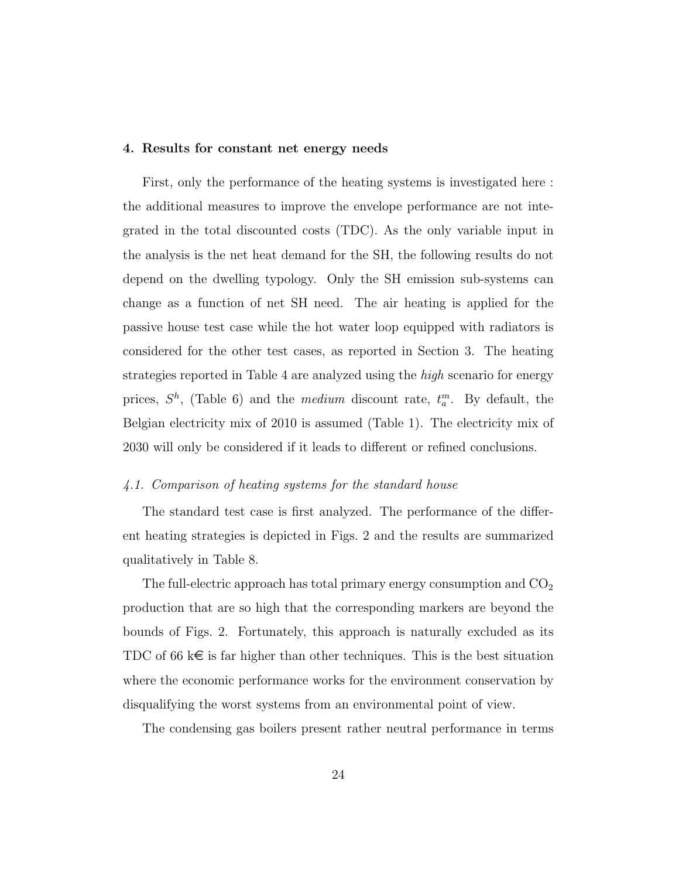## 4. Results for constant net energy needs

First, only the performance of the heating systems is investigated here : the additional measures to improve the envelope performance are not integrated in the total discounted costs (TDC). As the only variable input in the analysis is the net heat demand for the SH, the following results do not depend on the dwelling typology. Only the SH emission sub-systems can change as a function of net SH need. The air heating is applied for the passive house test case while the hot water loop equipped with radiators is considered for the other test cases, as reported in Section 3. The heating strategies reported in Table 4 are analyzed using the *high* scenario for energy prices, $S^h$, (Table 6) and the *medium* discount rate, $t_a^m$. By default, the Belgian electricity mix of 2010 is assumed (Table 1). The electricity mix of 2030 will only be considered if it leads to different or refined conclusions.

### 4.1. Comparison of heating systems for the standard house

The standard test case is first analyzed. The performance of the different heating strategies is depicted in Figs. 2 and the results are summarized qualitatively in Table 8.

The full-electric approach has total primary energy consumption and $CO_2$ production that are so high that the corresponding markers are beyond the bounds of Figs. 2. Fortunately, this approach is naturally excluded as its TDC of 66 k€ is far higher than other techniques. This is the best situation where the economic performance works for the environment conservation by disqualifying the worst systems from an environmental point of view.

The condensing gas boilers present rather neutral performance in terms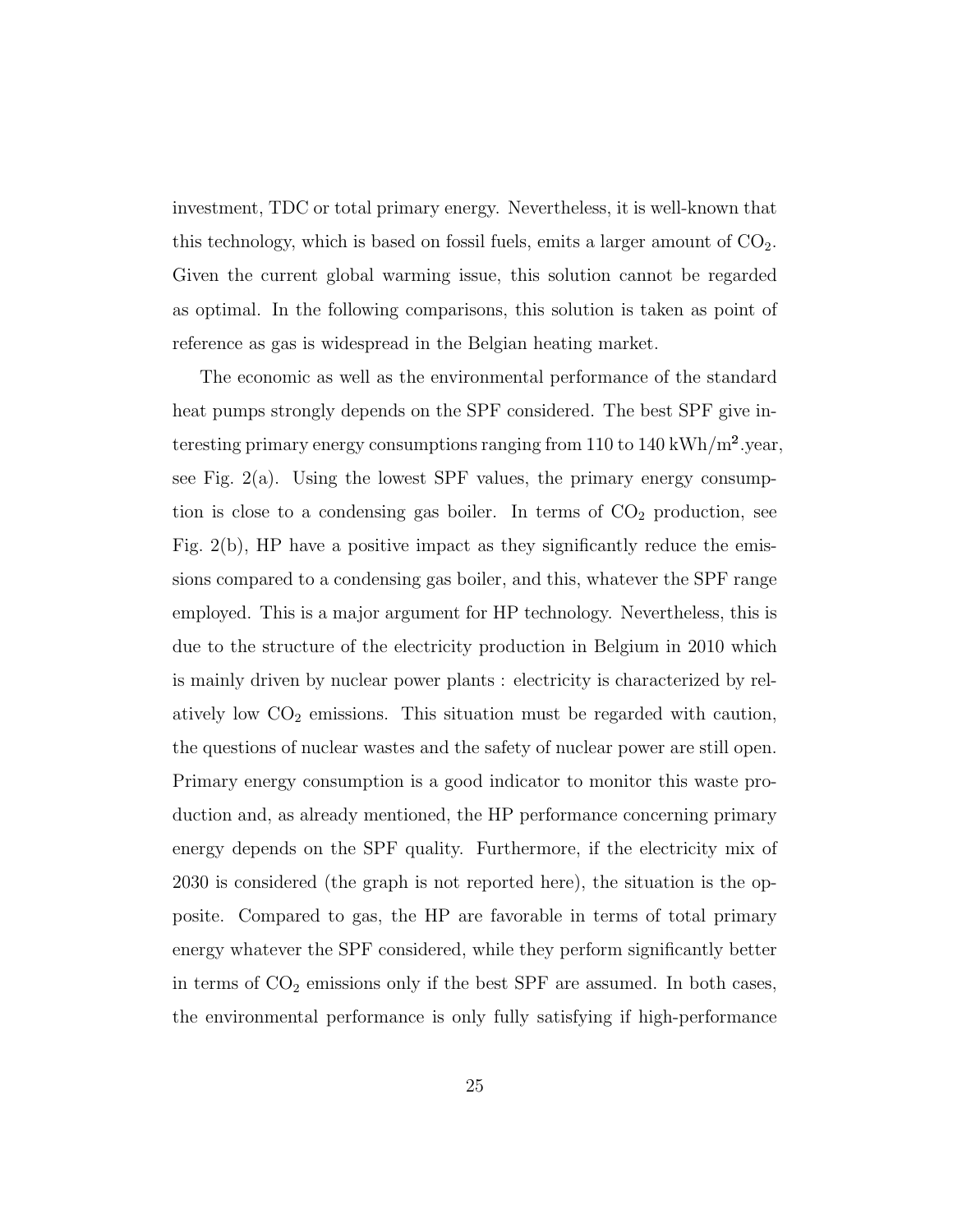investment, TDC or total primary energy. Nevertheless, it is well-known that this technology, which is based on fossil fuels, emits a larger amount of $CO_2$. Given the current global warming issue, this solution cannot be regarded as optimal. In the following comparisons, this solution is taken as point of reference as gas is widespread in the Belgian heating market.

The economic as well as the environmental performance of the standard heat pumps strongly depends on the SPF considered. The best SPF give interesting primary energy consumptions ranging from 110 to 140 $kWh/m^2$.year, see Fig. 2(a). Using the lowest SPF values, the primary energy consumption is close to a condensing gas boiler. In terms of $CO_2$ production, see Fig. 2(b), HP have a positive impact as they significantly reduce the emissions compared to a condensing gas boiler, and this, whatever the SPF range employed. This is a major argument for HP technology. Nevertheless, this is due to the structure of the electricity production in Belgium in 2010 which is mainly driven by nuclear power plants : electricity is characterized by relatively low $CO_2$ emissions. This situation must be regarded with caution, the questions of nuclear wastes and the safety of nuclear power are still open. Primary energy consumption is a good indicator to monitor this waste production and, as already mentioned, the HP performance concerning primary energy depends on the SPF quality. Furthermore, if the electricity mix of 2030 is considered (the graph is not reported here), the situation is the opposite. Compared to gas, the HP are favorable in terms of total primary energy whatever the SPF considered, while they perform significantly better in terms of $CO_2$ emissions only if the best SPF are assumed. In both cases, the environmental performance is only fully satisfying if high-performance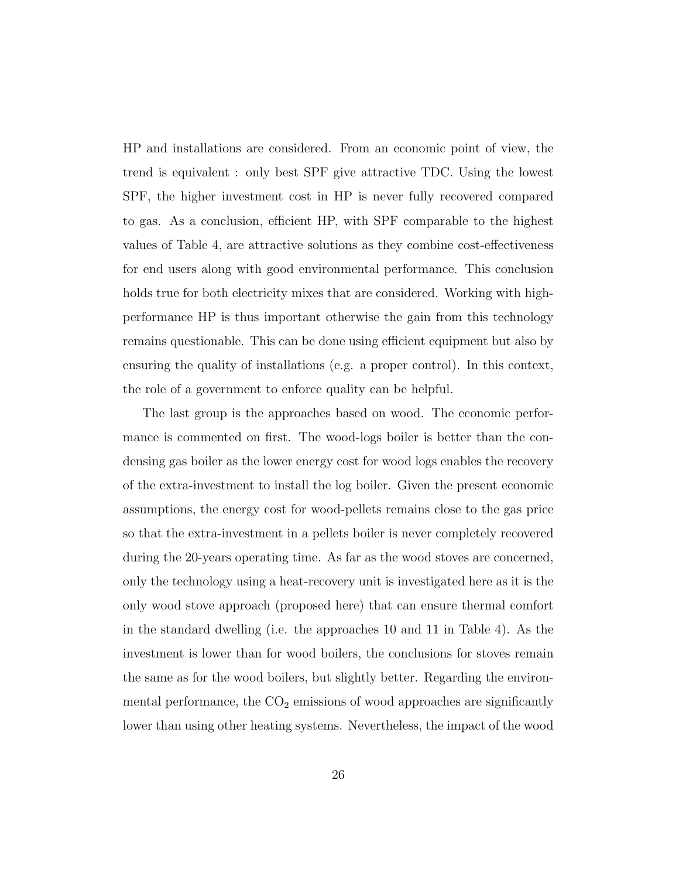HP and installations are considered. From an economic point of view, the trend is equivalent : only best SPF give attractive TDC. Using the lowest SPF, the higher investment cost in HP is never fully recovered compared to gas. As a conclusion, efficient HP, with SPF comparable to the highest values of Table 4, are attractive solutions as they combine cost-effectiveness for end users along with good environmental performance. This conclusion holds true for both electricity mixes that are considered. Working with high-performance HP is thus important otherwise the gain from this technology remains questionable. This can be done using efficient equipment but also by ensuring the quality of installations (e.g. a proper control). In this context, the role of a government to enforce quality can be helpful.

The last group is the approaches based on wood. The economic performance is commented on first. The wood-logs boiler is better than the condensing gas boiler as the lower energy cost for wood logs enables the recovery of the extra-investment to install the log boiler. Given the present economic assumptions, the energy cost for wood-pellets remains close to the gas price so that the extra-investment in a pellets boiler is never completely recovered during the 20-years operating time. As far as the wood stoves are concerned, only the technology using a heat-recovery unit is investigated here as it is the only wood stove approach (proposed here) that can ensure thermal comfort in the standard dwelling (i.e. the approaches 10 and 11 in Table 4). As the investment is lower than for wood boilers, the conclusions for stoves remain the same as for the wood boilers, but slightly better. Regarding the environmental performance, the $CO_2$ emissions of wood approaches are significantly lower than using other heating systems. Nevertheless, the impact of the wood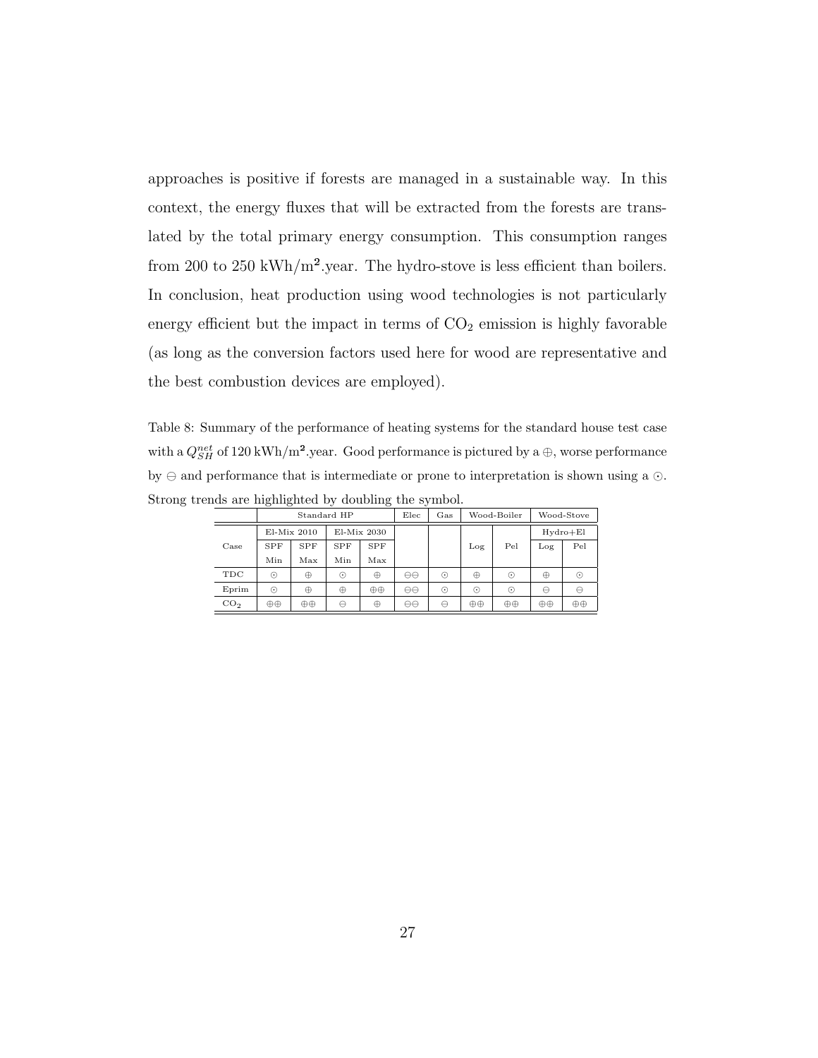approaches is positive if forests are managed in a sustainable way. In this context, the energy fluxes that will be extracted from the forests are translated by the total primary energy consumption. This consumption ranges from 200 to 250 kWh/m$^2$.year. The hydro-stove is less efficient than boilers. In conclusion, heat production using wood technologies is not particularly energy efficient but the impact in terms of $CO_2$ emission is highly favorable (as long as the conversion factors used here for wood are representative and the best combustion devices are employed).

Table 8: Summary of the performance of heating systems for the standard house test case with a $Q_{SH}^{net}$ of 120 kWh/m$^2$.year. Good performance is pictured by a $\oplus$, worse performance by $\ominus$ and performance that is intermediate or prone to interpretation is shown using a $\odot$. Strong trends are highlighted by doubling the symbol.

| | Standard HP | | | | Elec | Gas | Wood-Boiler | | Wood-Stove | |
|---|---|---|---|---|---|---|---|---|---|---|
| | El-Mix 2010 | | El-Mix 2030 | | | | | | Hydro+El | |
| Case | SPF Min | SPF Max | SPF Min | SPF Max | | | Log | Pel | Log | Pel |
| TDC | $\odot$ | $\oplus$ | $\odot$ | $\oplus$ | $\ominus\ominus$ | $\odot$ | $\oplus$ | $\odot$ | $\oplus$ | $\odot$ |
| Eprim | $\odot$ | $\oplus$ | $\oplus$ | $\oplus\oplus$ | $\ominus\ominus$ | $\odot$ | $\odot$ | $\odot$ | $\ominus$ | $\ominus$ |
| $CO_2$ | $\oplus\oplus$ | $\oplus\oplus$ | $\ominus$ | $\oplus$ | $\ominus\ominus$ | $\ominus$ | $\oplus\oplus$ | $\oplus\oplus$ | $\oplus\oplus$ | $\oplus\oplus$ |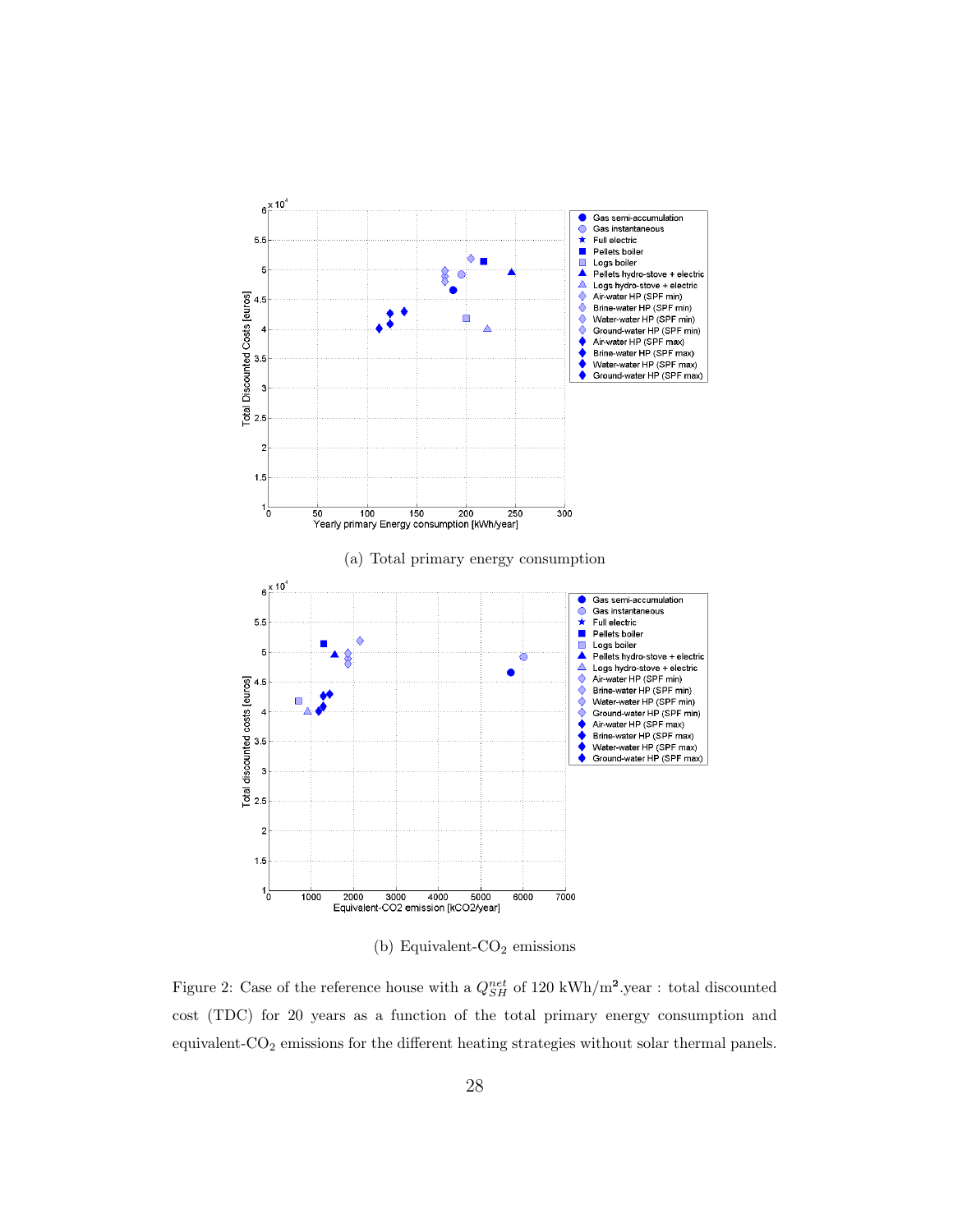(a) Total primary energy consumption

(b) Equivalent-$CO_2$ emissions

Figure 2: Case of the reference house with a $Q_{SH}^{net}$ of 120 kWh/m$^2$.year : total discounted cost (TDC) for 20 years as a function of the total primary energy consumption and equivalent-$CO_2$ emissions for the different heating strategies without solar thermal panels.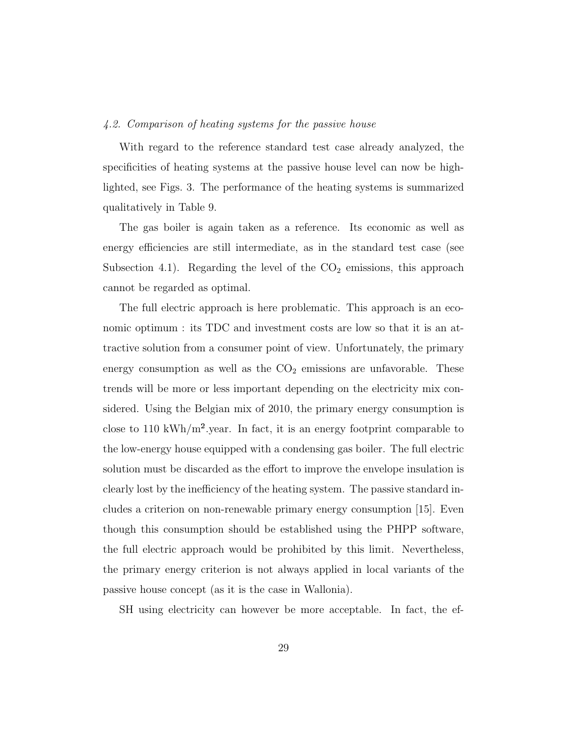### *4.2. Comparison of heating systems for the passive house*

With regard to the reference standard test case already analyzed, the specificities of heating systems at the passive house level can now be highlighted, see Figs. 3. The performance of the heating systems is summarized qualitatively in Table 9.

The gas boiler is again taken as a reference. Its economic as well as energy efficiencies are still intermediate, as in the standard test case (see Subsection 4.1). Regarding the level of the $CO_2$ emissions, this approach cannot be regarded as optimal.

The full electric approach is here problematic. This approach is an economic optimum : its TDC and investment costs are low so that it is an attractive solution from a consumer point of view. Unfortunately, the primary energy consumption as well as the $CO_2$ emissions are unfavorable. These trends will be more or less important depending on the electricity mix considered. Using the Belgian mix of 2010, the primary energy consumption is close to 110 kWh/$m^2$.year. In fact, it is an energy footprint comparable to the low-energy house equipped with a condensing gas boiler. The full electric solution must be discarded as the effort to improve the envelope insulation is clearly lost by the inefficiency of the heating system. The passive standard includes a criterion on non-renewable primary energy consumption [15]. Even though this consumption should be established using the PHPP software, the full electric approach would be prohibited by this limit. Nevertheless, the primary energy criterion is not always applied in local variants of the passive house concept (as it is the case in Wallonia).

SH using electricity can however be more acceptable. In fact, the ef-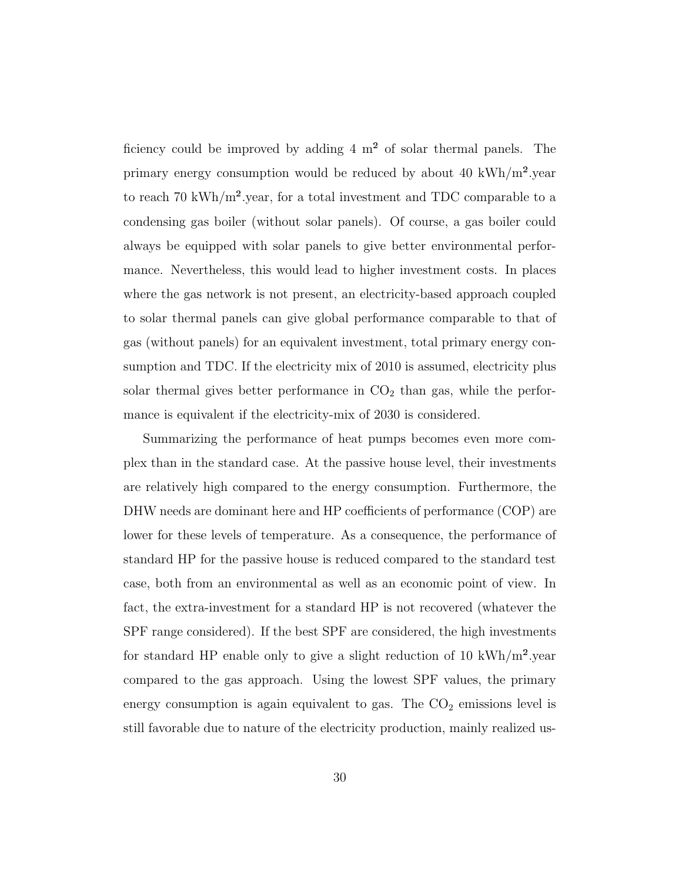ficiency could be improved by adding 4 m$^2$ of solar thermal panels. The primary energy consumption would be reduced by about 40 kWh/m$^2$.year to reach 70 kWh/m$^2$.year, for a total investment and TDC comparable to a condensing gas boiler (without solar panels). Of course, a gas boiler could always be equipped with solar panels to give better environmental performance. Nevertheless, this would lead to higher investment costs. In places where the gas network is not present, an electricity-based approach coupled to solar thermal panels can give global performance comparable to that of gas (without panels) for an equivalent investment, total primary energy consumption and TDC. If the electricity mix of 2010 is assumed, electricity plus solar thermal gives better performance in $CO_2$ than gas, while the performance is equivalent if the electricity-mix of 2030 is considered.

Summarizing the performance of heat pumps becomes even more complex than in the standard case. At the passive house level, their investments are relatively high compared to the energy consumption. Furthermore, the DHW needs are dominant here and HP coefficients of performance (COP) are lower for these levels of temperature. As a consequence, the performance of standard HP for the passive house is reduced compared to the standard test case, both from an environmental as well as an economic point of view. In fact, the extra-investment for a standard HP is not recovered (whatever the SPF range considered). If the best SPF are considered, the high investments for standard HP enable only to give a slight reduction of 10 kWh/m$^2$.year compared to the gas approach. Using the lowest SPF values, the primary energy consumption is again equivalent to gas. The $CO_2$ emissions level is still favorable due to nature of the electricity production, mainly realized us-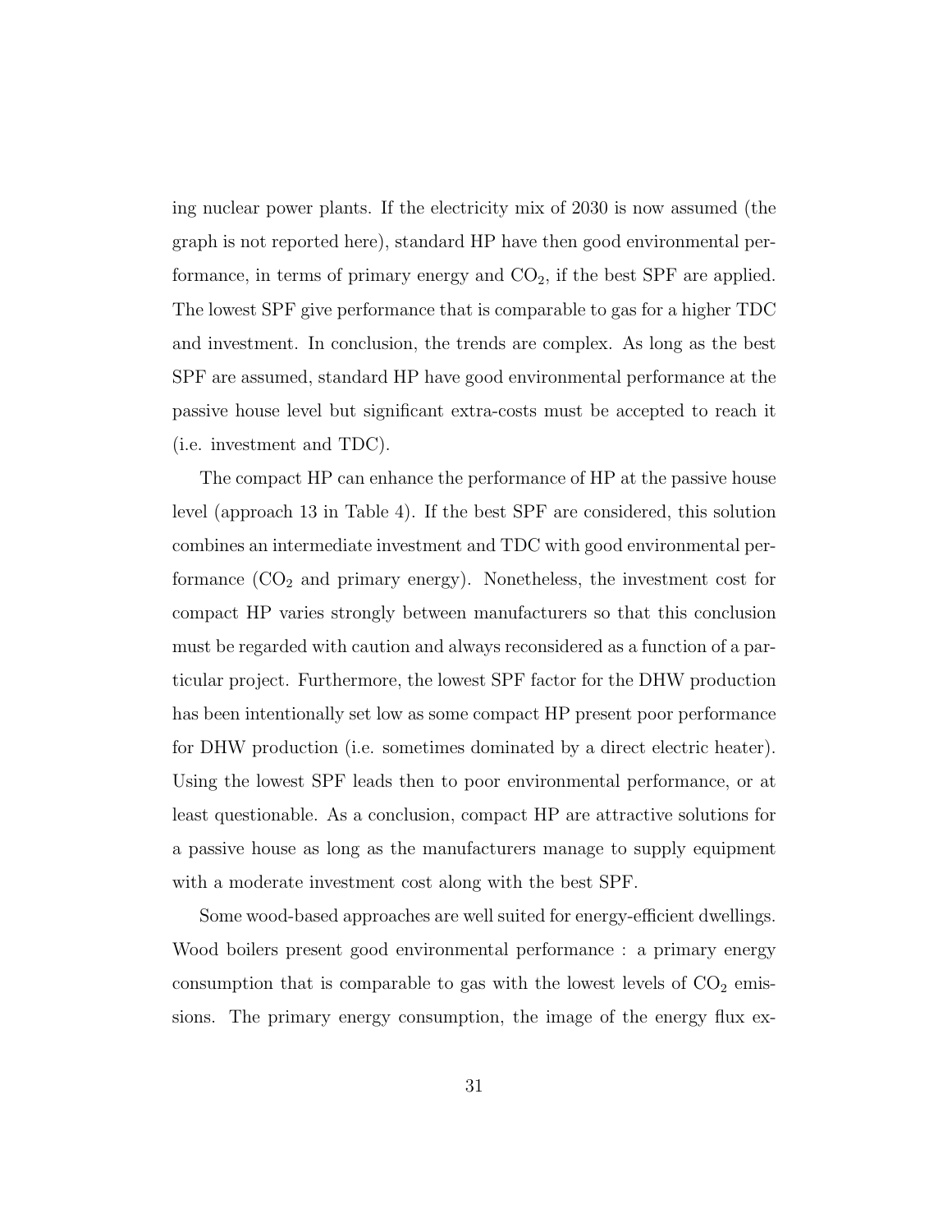ing nuclear power plants. If the electricity mix of 2030 is now assumed (the graph is not reported here), standard HP have then good environmental performance, in terms of primary energy and $CO_2$, if the best SPF are applied. The lowest SPF give performance that is comparable to gas for a higher TDC and investment. In conclusion, the trends are complex. As long as the best SPF are assumed, standard HP have good environmental performance at the passive house level but significant extra-costs must be accepted to reach it (i.e. investment and TDC).

The compact HP can enhance the performance of HP at the passive house level (approach 13 in Table 4). If the best SPF are considered, this solution combines an intermediate investment and TDC with good environmental performance ($CO_2$ and primary energy). Nonetheless, the investment cost for compact HP varies strongly between manufacturers so that this conclusion must be regarded with caution and always reconsidered as a function of a particular project. Furthermore, the lowest SPF factor for the DHW production has been intentionally set low as some compact HP present poor performance for DHW production (i.e. sometimes dominated by a direct electric heater). Using the lowest SPF leads then to poor environmental performance, or at least questionable. As a conclusion, compact HP are attractive solutions for a passive house as long as the manufacturers manage to supply equipment with a moderate investment cost along with the best SPF.

Some wood-based approaches are well suited for energy-efficient dwellings. Wood boilers present good environmental performance : a primary energy consumption that is comparable to gas with the lowest levels of $CO_2$ emissions. The primary energy consumption, the image of the energy flux ex-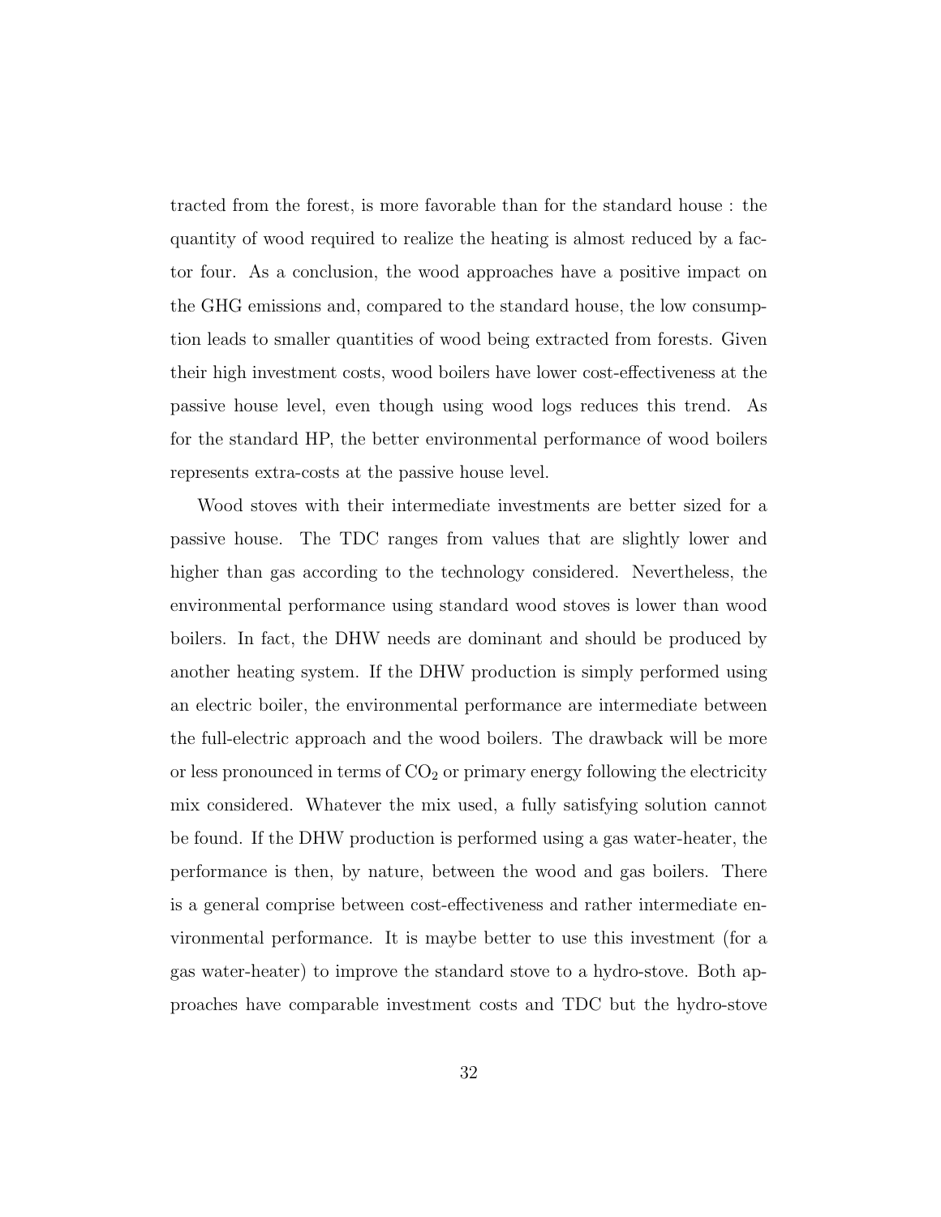tracted from the forest, is more favorable than for the standard house : the quantity of wood required to realize the heating is almost reduced by a factor four. As a conclusion, the wood approaches have a positive impact on the GHG emissions and, compared to the standard house, the low consumption leads to smaller quantities of wood being extracted from forests. Given their high investment costs, wood boilers have lower cost-effectiveness at the passive house level, even though using wood logs reduces this trend. As for the standard HP, the better environmental performance of wood boilers represents extra-costs at the passive house level.

Wood stoves with their intermediate investments are better sized for a passive house. The TDC ranges from values that are slightly lower and higher than gas according to the technology considered. Nevertheless, the environmental performance using standard wood stoves is lower than wood boilers. In fact, the DHW needs are dominant and should be produced by another heating system. If the DHW production is simply performed using an electric boiler, the environmental performance are intermediate between the full-electric approach and the wood boilers. The drawback will be more or less pronounced in terms of $CO_2$ or primary energy following the electricity mix considered. Whatever the mix used, a fully satisfying solution cannot be found. If the DHW production is performed using a gas water-heater, the performance is then, by nature, between the wood and gas boilers. There is a general comprise between cost-effectiveness and rather intermediate environmental performance. It is maybe better to use this investment (for a gas water-heater) to improve the standard stove to a hydro-stove. Both approaches have comparable investment costs and TDC but the hydro-stove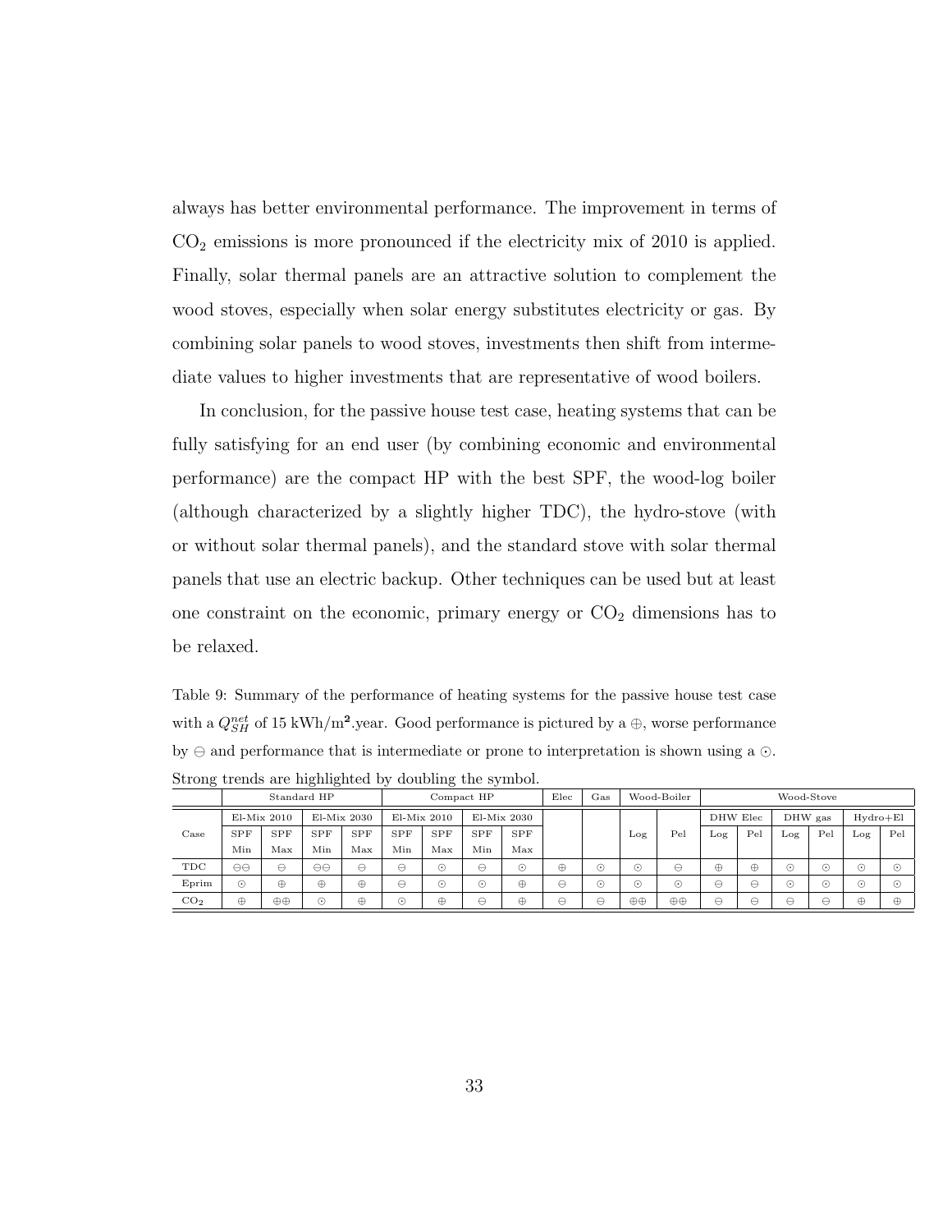always has better environmental performance. The improvement in terms of $CO_2$ emissions is more pronounced if the electricity mix of 2010 is applied. Finally, solar thermal panels are an attractive solution to complement the wood stoves, especially when solar energy substitutes electricity or gas. By combining solar panels to wood stoves, investments then shift from intermediate values to higher investments that are representative of wood boilers.

In conclusion, for the passive house test case, heating systems that can be fully satisfying for an end user (by combining economic and environmental performance) are the compact HP with the best SPF, the wood-log boiler (although characterized by a slightly higher TDC), the hydro-stove (with or without solar thermal panels), and the standard stove with solar thermal panels that use an electric backup. Other techniques can be used but at least one constraint on the economic, primary energy or $CO_2$ dimensions has to be relaxed.

Table 9: Summary of the performance of heating systems for the passive house test case with a $Q_{SH}^{net}$ of 15 kWh/m².year. Good performance is pictured by a ⊕, worse performance by ⊖ and performance that is intermediate or prone to interpretation is shown using a ⊙. Strong trends are highlighted by doubling the symbol.

| | Standard HP | | | | Compact HP | | | | Elec | Gas | Wood-Boiler | | Wood-Stove | | | | | |
|---|---|---|---|---|---|---|---|---|---|---|---|---|---|---|---|---|---|---|
| | El-Mix 2010 | | El-Mix 2030 | | El-Mix 2010 | | El-Mix 2030 | | | | | | DHW Elec | | DHW gas | | Hydro+El | |
| Case | SPF Min | SPF Max | SPF Min | SPF Max | SPF Min | SPF Max | SPF Min | SPF Max | | | Log | Pel | Log | Pel | Log | Pel | Log | Pel |
| TDC | ⊖⊖ | ⊖ | ⊖⊖ | ⊖ | ⊖ | ⊙ | ⊖ | ⊙ | ⊕ | ⊙ | ⊙ | ⊖ | ⊕ | ⊕ | ⊙ | ⊙ | ⊙ | ⊙ |
| Eprim | ⊙ | ⊕ | ⊕ | ⊕ | ⊖ | ⊙ | ⊙ | ⊕ | ⊖ | ⊙ | ⊙ | ⊙ | ⊖ | ⊖ | ⊙ | ⊙ | ⊙ | ⊙ |
| $CO_2$ | ⊕ | ⊕⊕ | ⊙ | ⊕ | ⊙ | ⊕ | ⊖ | ⊕ | ⊖ | ⊖ | ⊕⊕ | ⊕⊕ | ⊖ | ⊖ | ⊖ | ⊖ | ⊕ | ⊕ |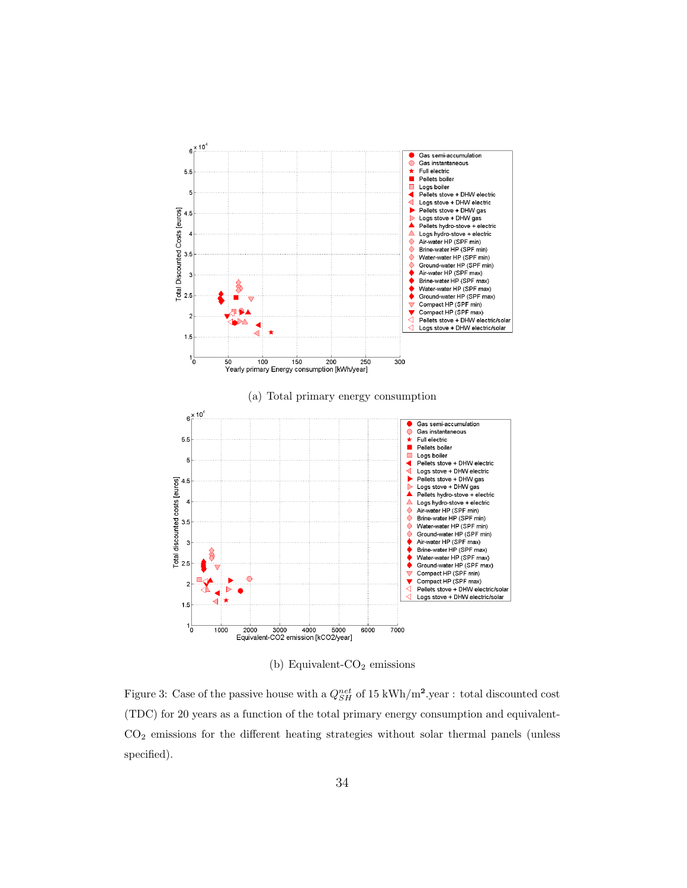(a) Total primary energy consumption

(b) Equivalent-$CO_2$ emissions

Figure 3: Case of the passive house with a $Q_{SH}^{net}$ of 15 kWh/m².year : total discounted cost (TDC) for 20 years as a function of the total primary energy consumption and equivalent-$CO_2$ emissions for the different heating strategies without solar thermal panels (unless specified).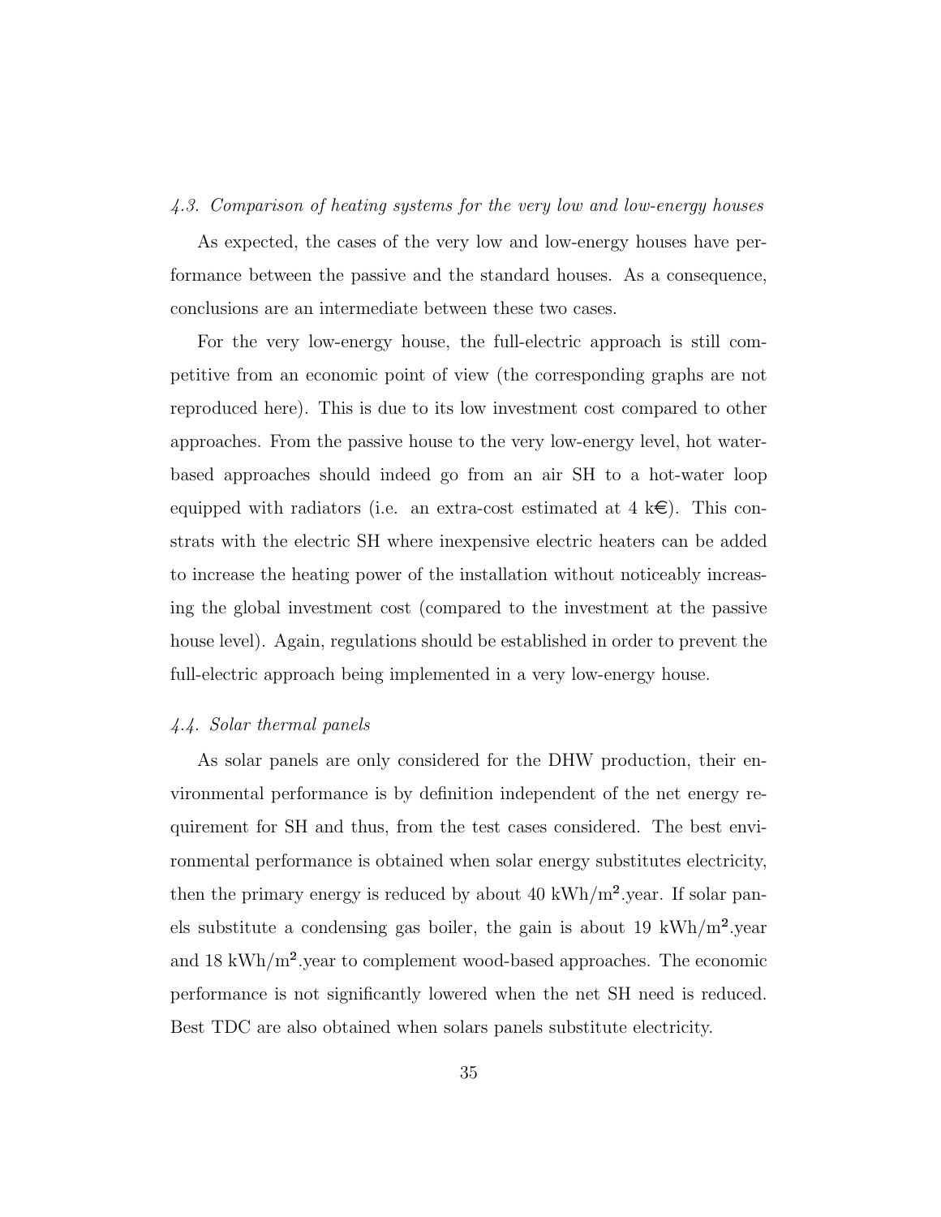### *4.3. Comparison of heating systems for the very low and low-energy houses*

As expected, the cases of the very low and low-energy houses have performance between the passive and the standard houses. As a consequence, conclusions are an intermediate between these two cases.

For the very low-energy house, the full-electric approach is still competitive from an economic point of view (the corresponding graphs are not reproduced here). This is due to its low investment cost compared to other approaches. From the passive house to the very low-energy level, hot water-based approaches should indeed go from an air SH to a hot-water loop equipped with radiators (i.e. an extra-cost estimated at 4 k€). This constrats with the electric SH where inexpensive electric heaters can be added to increase the heating power of the installation without noticeably increasing the global investment cost (compared to the investment at the passive house level). Again, regulations should be established in order to prevent the full-electric approach being implemented in a very low-energy house.

### *4.4. Solar thermal panels*

As solar panels are only considered for the DHW production, their environmental performance is by definition independent of the net energy requirement for SH and thus, from the test cases considered. The best environmental performance is obtained when solar energy substitutes electricity, then the primary energy is reduced by about 40 kWh/m$^2$.year. If solar panels substitute a condensing gas boiler, the gain is about 19 kWh/m$^2$.year and 18 kWh/m$^2$.year to complement wood-based approaches. The economic performance is not significantly lowered when the net SH need is reduced. Best TDC are also obtained when solars panels substitute electricity.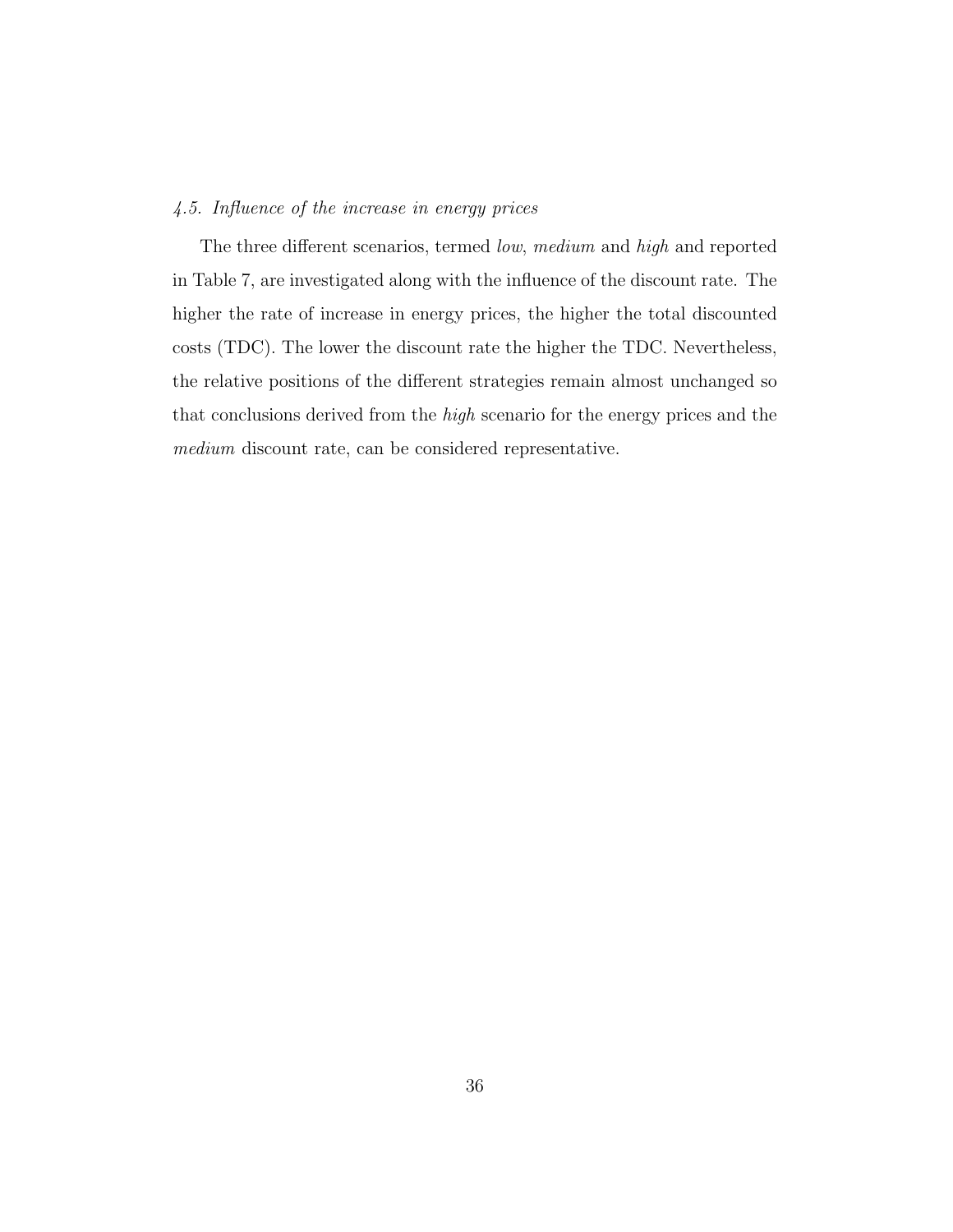### *4.5. Influence of the increase in energy prices*

The three different scenarios, termed *low*, *medium* and *high* and reported in Table 7, are investigated along with the influence of the discount rate. The higher the rate of increase in energy prices, the higher the total discounted costs (TDC). The lower the discount rate the higher the TDC. Nevertheless, the relative positions of the different strategies remain almost unchanged so that conclusions derived from the *high* scenario for the energy prices and the *medium* discount rate, can be considered representative.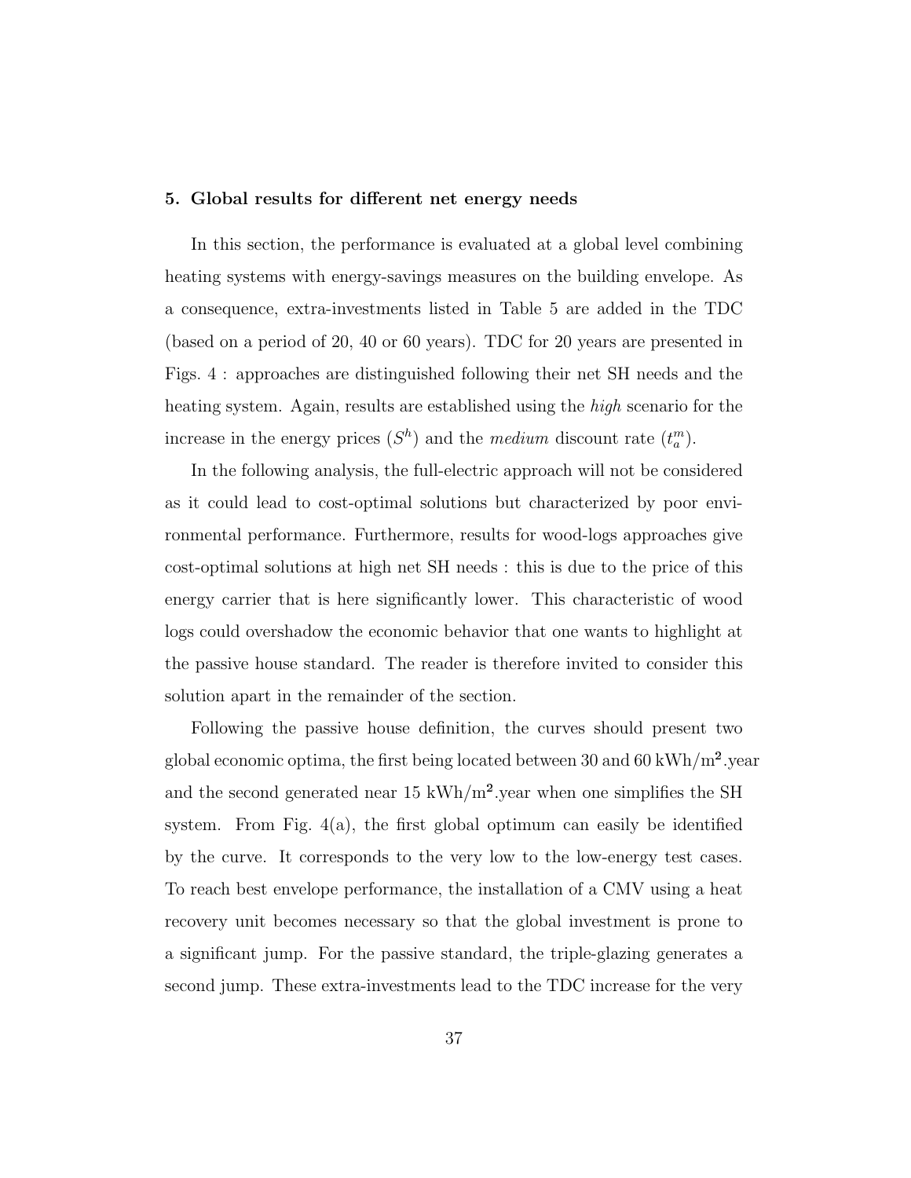## 5. Global results for different net energy needs

In this section, the performance is evaluated at a global level combining heating systems with energy-savings measures on the building envelope. As a consequence, extra-investments listed in Table 5 are added in the TDC (based on a period of 20, 40 or 60 years). TDC for 20 years are presented in Figs. 4 : approaches are distinguished following their net SH needs and the heating system. Again, results are established using the *high* scenario for the increase in the energy prices ($S^h$) and the *medium* discount rate ($t_a^m$).

In the following analysis, the full-electric approach will not be considered as it could lead to cost-optimal solutions but characterized by poor environmental performance. Furthermore, results for wood-logs approaches give cost-optimal solutions at high net SH needs : this is due to the price of this energy carrier that is here significantly lower. This characteristic of wood logs could overshadow the economic behavior that one wants to highlight at the passive house standard. The reader is therefore invited to consider this solution apart in the remainder of the section.

Following the passive house definition, the curves should present two global economic optima, the first being located between 30 and 60 kWh/m$^2$.year and the second generated near 15 kWh/m$^2$.year when one simplifies the SH system. From Fig. 4(a), the first global optimum can easily be identified by the curve. It corresponds to the very low to the low-energy test cases. To reach best envelope performance, the installation of a CMV using a heat recovery unit becomes necessary so that the global investment is prone to a significant jump. For the passive standard, the triple-glazing generates a second jump. These extra-investments lead to the TDC increase for the very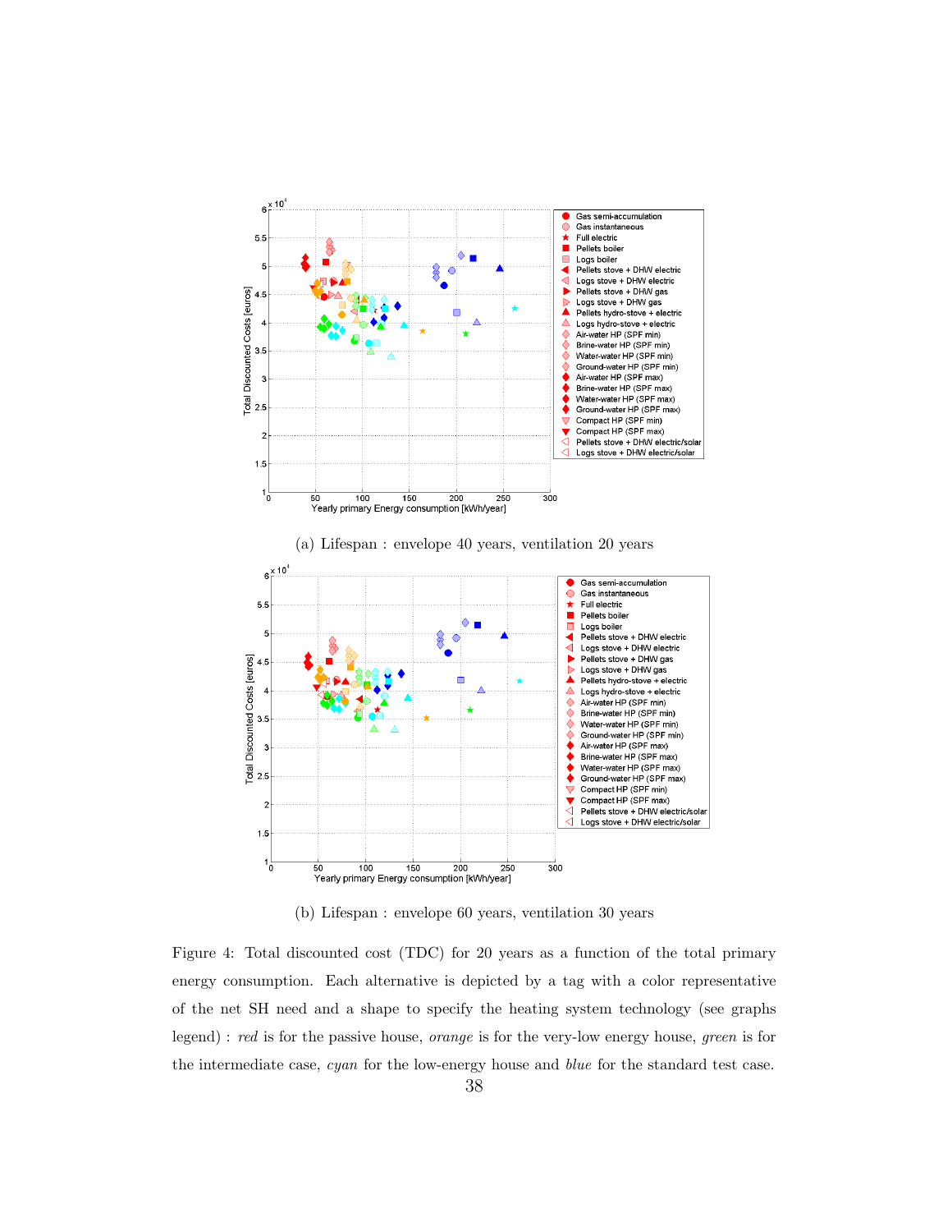(a) Lifespan : envelope 40 years, ventilation 20 years

(b) Lifespan : envelope 60 years, ventilation 30 years

Figure 4: Total discounted cost (TDC) for 20 years as a function of the total primary energy consumption. Each alternative is depicted by a tag with a color representative of the net SH need and a shape to specify the heating system technology (see graphs legend) : *red* is for the passive house, *orange* is for the very-low energy house, *green* is for the intermediate case, *cyan* for the low-energy house and *blue* for the standard test case.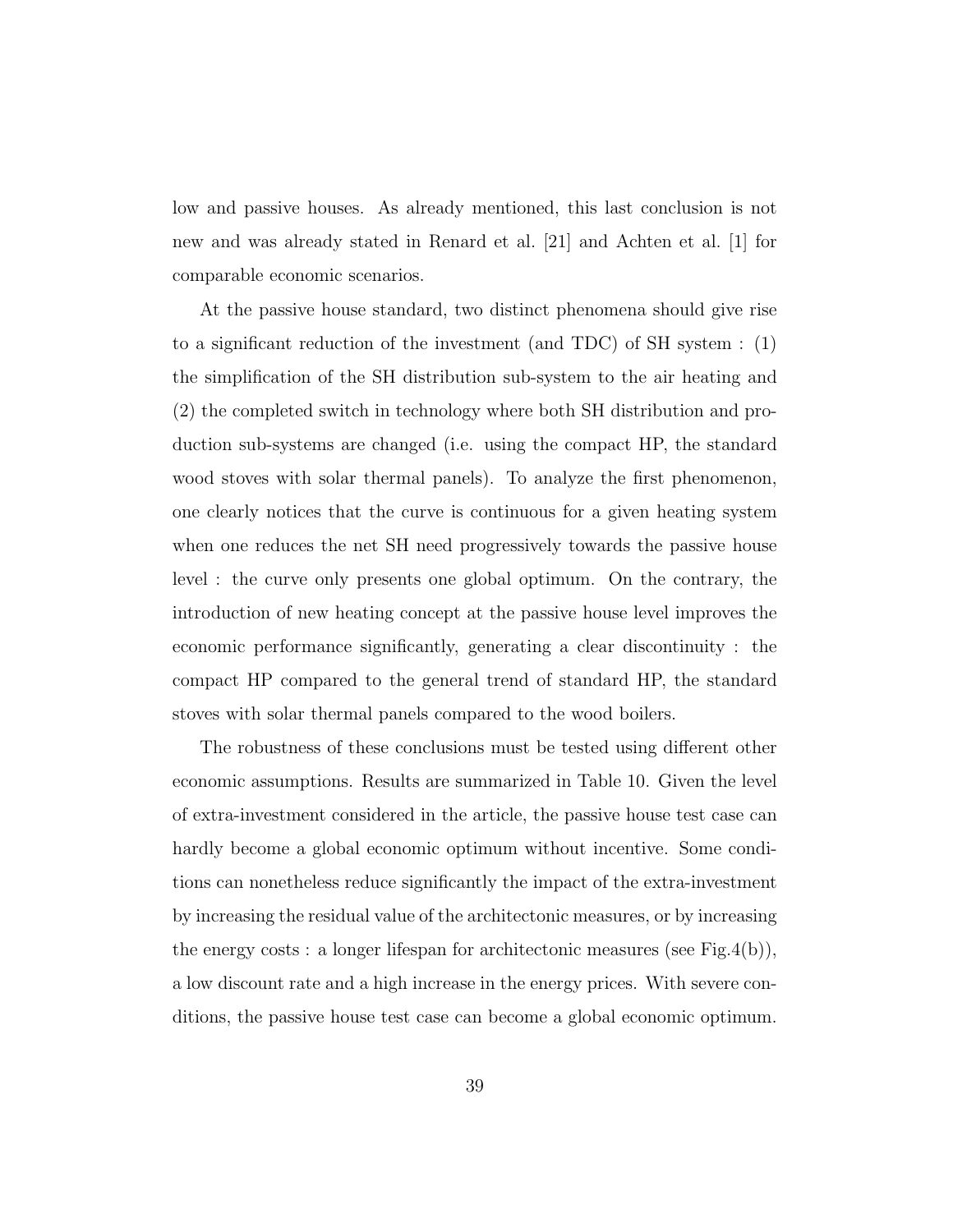low and passive houses. As already mentioned, this last conclusion is not new and was already stated in Renard et al. [21] and Achten et al. [1] for comparable economic scenarios.

At the passive house standard, two distinct phenomena should give rise to a significant reduction of the investment (and TDC) of SH system : (1) the simplification of the SH distribution sub-system to the air heating and (2) the completed switch in technology where both SH distribution and production sub-systems are changed (i.e. using the compact HP, the standard wood stoves with solar thermal panels). To analyze the first phenomenon, one clearly notices that the curve is continuous for a given heating system when one reduces the net SH need progressively towards the passive house level : the curve only presents one global optimum. On the contrary, the introduction of new heating concept at the passive house level improves the economic performance significantly, generating a clear discontinuity : the compact HP compared to the general trend of standard HP, the standard stoves with solar thermal panels compared to the wood boilers.

The robustness of these conclusions must be tested using different other economic assumptions. Results are summarized in Table 10. Given the level of extra-investment considered in the article, the passive house test case can hardly become a global economic optimum without incentive. Some conditions can nonetheless reduce significantly the impact of the extra-investment by increasing the residual value of the architectonic measures, or by increasing the energy costs : a longer lifespan for architectonic measures (see Fig.4(b)), a low discount rate and a high increase in the energy prices. With severe conditions, the passive house test case can become a global economic optimum.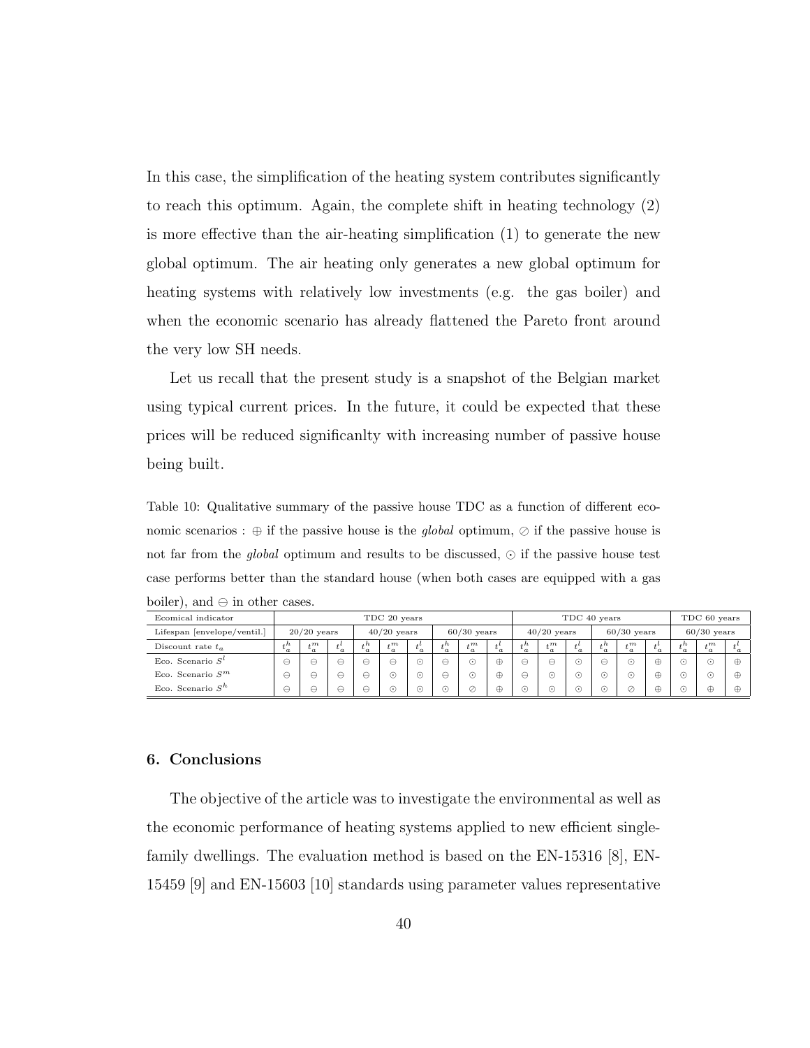In this case, the simplification of the heating system contributes significantly to reach this optimum. Again, the complete shift in heating technology (2) is more effective than the air-heating simplification (1) to generate the new global optimum. The air heating only generates a new global optimum for heating systems with relatively low investments (e.g. the gas boiler) and when the economic scenario has already flattened the Pareto front around the very low SH needs.

Let us recall that the present study is a snapshot of the Belgian market using typical current prices. In the future, it could be expected that these prices will be reduced significanlty with increasing number of passive house being built.

Table 10: Qualitative summary of the passive house TDC as a function of different economic scenarios : $\oplus$ if the passive house is the *global* optimum, $\oslash$ if the passive house is not far from the *global* optimum and results to be discussed, $\odot$ if the passive house test case performs better than the standard house (when both cases are equipped with a gas boiler), and $\ominus$ in other cases.

| Ecomical indicator | TDC 20 years | | | | | | | | | TDC 40 years | | | | | | TDC 60 years | | |
|---|---|---|---|---|---|---|---|---|---|---|---|---|---|---|---|---|---|---|
| Lifespan [envelope/ventil.] | 20/20 years | | | 40/20 years | | | 60/30 years | | | 40/20 years | | | 60/30 years | | | 60/30 years | | |
| Discount rate $t_a$ | $t_a^h$ | $t_a^m$ | $t_a^l$ | $t_a^h$ | $t_a^m$ | $t_a^l$ | $t_a^h$ | $t_a^m$ | $t_a^l$ | $t_a^h$ | $t_a^m$ | $t_a^l$ | $t_a^h$ | $t_a^m$ | $t_a^l$ | $t_a^h$ | $t_a^m$ | $t_a^l$ |
| Eco. Scenario $S^l$ | $\ominus$ | $\ominus$ | $\ominus$ | $\ominus$ | $\ominus$ | $\odot$ | $\ominus$ | $\odot$ | $\oplus$ | $\ominus$ | $\ominus$ | $\odot$ | $\ominus$ | $\odot$ | $\oplus$ | $\odot$ | $\odot$ | $\oplus$ |
| Eco. Scenario $S^m$ | $\ominus$ | $\ominus$ | $\ominus$ | $\ominus$ | $\odot$ | $\odot$ | $\ominus$ | $\odot$ | $\oplus$ | $\ominus$ | $\odot$ | $\odot$ | $\odot$ | $\odot$ | $\oplus$ | $\odot$ | $\odot$ | $\oplus$ |
| Eco. Scenario $S^h$ | $\ominus$ | $\ominus$ | $\ominus$ | $\ominus$ | $\odot$ | $\odot$ | $\odot$ | $\oslash$ | $\oplus$ | $\odot$ | $\odot$ | $\odot$ | $\odot$ | $\oslash$ | $\oplus$ | $\odot$ | $\oplus$ | $\oplus$ |

## 6. Conclusions

The objective of the article was to investigate the environmental as well as the economic performance of heating systems applied to new efficient single-family dwellings. The evaluation method is based on the EN-15316 [8], EN-15459 [9] and EN-15603 [10] standards using parameter values representative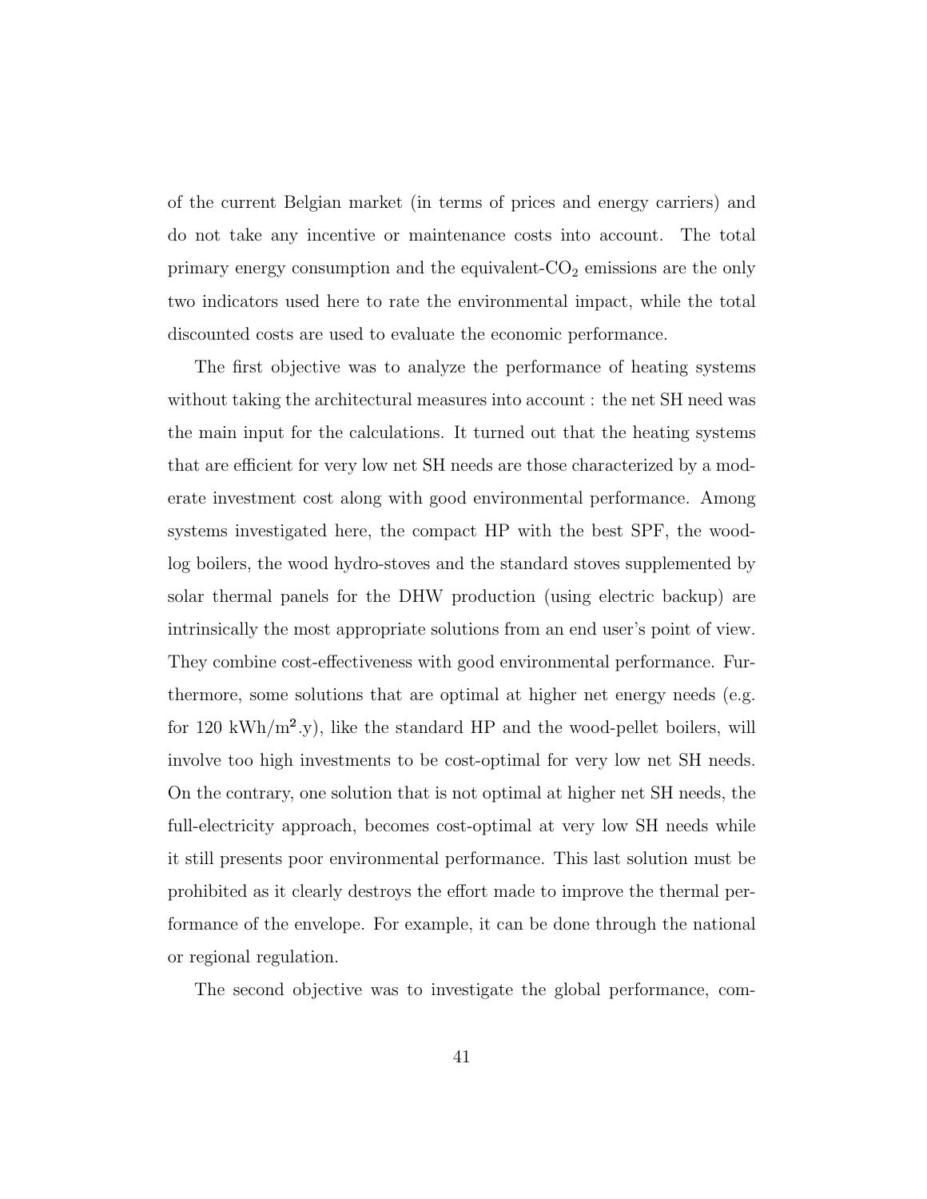of the current Belgian market (in terms of prices and energy carriers) and do not take any incentive or maintenance costs into account. The total primary energy consumption and the equivalent-$CO_2$ emissions are the only two indicators used here to rate the environmental impact, while the total discounted costs are used to evaluate the economic performance.

The first objective was to analyze the performance of heating systems without taking the architectural measures into account : the net SH need was the main input for the calculations. It turned out that the heating systems that are efficient for very low net SH needs are those characterized by a moderate investment cost along with good environmental performance. Among systems investigated here, the compact HP with the best SPF, the wood-log boilers, the wood hydro-stoves and the standard stoves supplemented by solar thermal panels for the DHW production (using electric backup) are intrinsically the most appropriate solutions from an end user's point of view. They combine cost-effectiveness with good environmental performance. Furthermore, some solutions that are optimal at higher net energy needs (e.g. for 120 kWh/$m^2$.y), like the standard HP and the wood-pellet boilers, will involve too high investments to be cost-optimal for very low net SH needs. On the contrary, one solution that is not optimal at higher net SH needs, the full-electricity approach, becomes cost-optimal at very low SH needs while it still presents poor environmental performance. This last solution must be prohibited as it clearly destroys the effort made to improve the thermal performance of the envelope. For example, it can be done through the national or regional regulation.

The second objective was to investigate the global performance, com-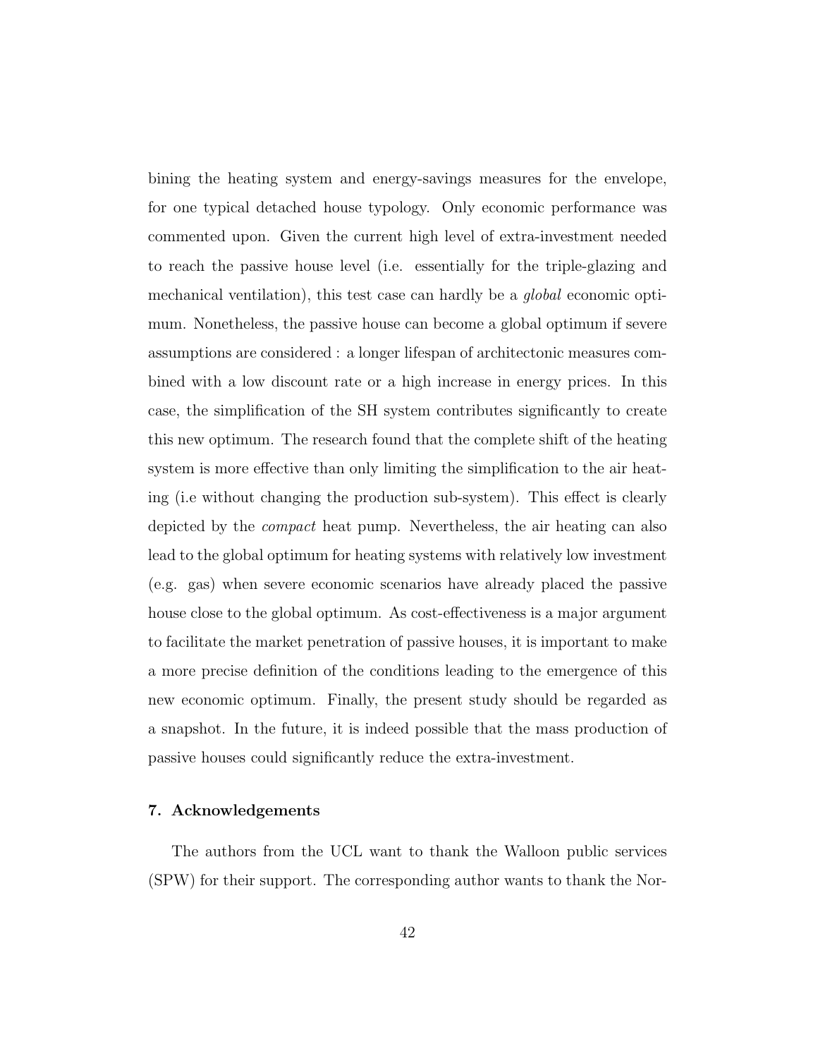bining the heating system and energy-savings measures for the envelope, for one typical detached house typology. Only economic performance was commented upon. Given the current high level of extra-investment needed to reach the passive house level (i.e. essentially for the triple-glazing and mechanical ventilation), this test case can hardly be a *global* economic optimum. Nonetheless, the passive house can become a global optimum if severe assumptions are considered : a longer lifespan of architectonic measures combined with a low discount rate or a high increase in energy prices. In this case, the simplification of the SH system contributes significantly to create this new optimum. The research found that the complete shift of the heating system is more effective than only limiting the simplification to the air heating (i.e without changing the production sub-system). This effect is clearly depicted by the *compact* heat pump. Nevertheless, the air heating can also lead to the global optimum for heating systems with relatively low investment (e.g. gas) when severe economic scenarios have already placed the passive house close to the global optimum. As cost-effectiveness is a major argument to facilitate the market penetration of passive houses, it is important to make a more precise definition of the conditions leading to the emergence of this new economic optimum. Finally, the present study should be regarded as a snapshot. In the future, it is indeed possible that the mass production of passive houses could significantly reduce the extra-investment.

## 7. Acknowledgements

The authors from the UCL want to thank the Walloon public services (SPW) for their support. The corresponding author wants to thank the Nor-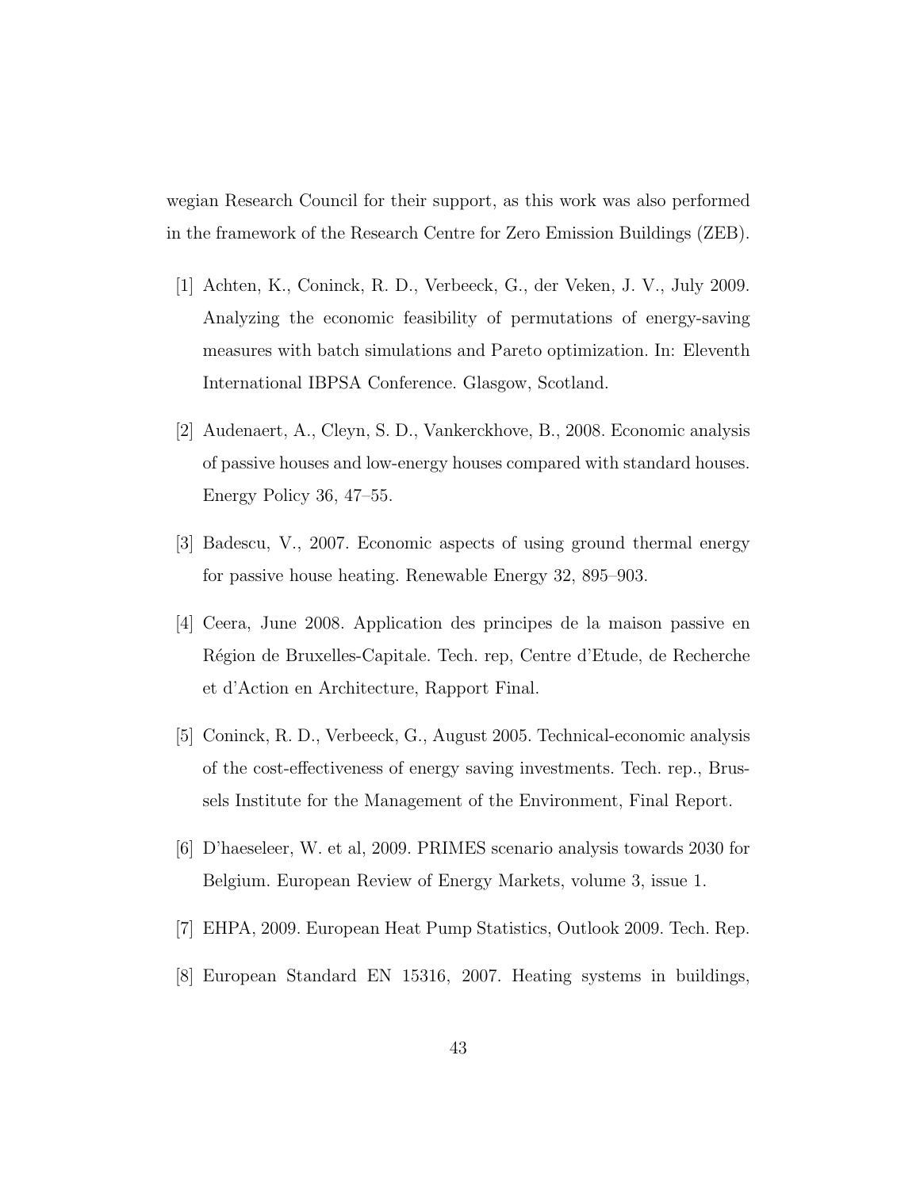wegian Research Council for their support, as this work was also performed in the framework of the Research Centre for Zero Emission Buildings (ZEB).

[1] Achten, K., Coninck, R. D., Verbeeck, G., der Veken, J. V., July 2009. Analyzing the economic feasibility of permutations of energy-saving measures with batch simulations and Pareto optimization. In: Eleventh International IBPSA Conference. Glasgow, Scotland.

[2] Audenaert, A., Cleyn, S. D., Vankerckhove, B., 2008. Economic analysis of passive houses and low-energy houses compared with standard houses. Energy Policy 36, 47–55.

[3] Badescu, V., 2007. Economic aspects of using ground thermal energy for passive house heating. Renewable Energy 32, 895–903.

[4] Ceera, June 2008. Application des principes de la maison passive en Région de Bruxelles-Capitale. Tech. rep, Centre d'Etude, de Recherche et d'Action en Architecture, Rapport Final.

[5] Coninck, R. D., Verbeeck, G., August 2005. Technical-economic analysis of the cost-effectiveness of energy saving investments. Tech. rep., Brussels Institute for the Management of the Environment, Final Report.

[6] D'haeseleer, W. et al, 2009. PRIMES scenario analysis towards 2030 for Belgium. European Review of Energy Markets, volume 3, issue 1.

[7] EHPA, 2009. European Heat Pump Statistics, Outlook 2009. Tech. Rep.

[8] European Standard EN 15316, 2007. Heating systems in buildings,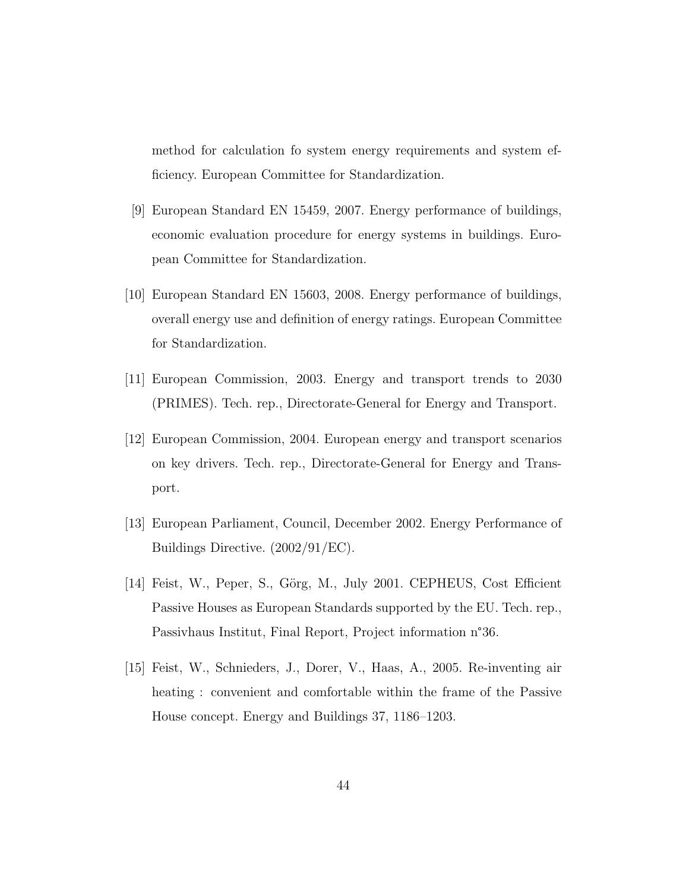method for calculation fo system energy requirements and system efficiency. European Committee for Standardization.

[9] European Standard EN 15459, 2007. Energy performance of buildings, economic evaluation procedure for energy systems in buildings. European Committee for Standardization.

[10] European Standard EN 15603, 2008. Energy performance of buildings, overall energy use and definition of energy ratings. European Committee for Standardization.

[11] European Commission, 2003. Energy and transport trends to 2030 (PRIMES). Tech. rep., Directorate-General for Energy and Transport.

[12] European Commission, 2004. European energy and transport scenarios on key drivers. Tech. rep., Directorate-General for Energy and Transport.

[13] European Parliament, Council, December 2002. Energy Performance of Buildings Directive. (2002/91/EC).

[14] Feist, W., Peper, S., Görg, M., July 2001. CEPHEUS, Cost Efficient Passive Houses as European Standards supported by the EU. Tech. rep., Passivhaus Institut, Final Report, Project information n°36.

[15] Feist, W., Schnieders, J., Dorer, V., Haas, A., 2005. Re-inventing air heating : convenient and comfortable within the frame of the Passive House concept. Energy and Buildings 37, 1186–1203.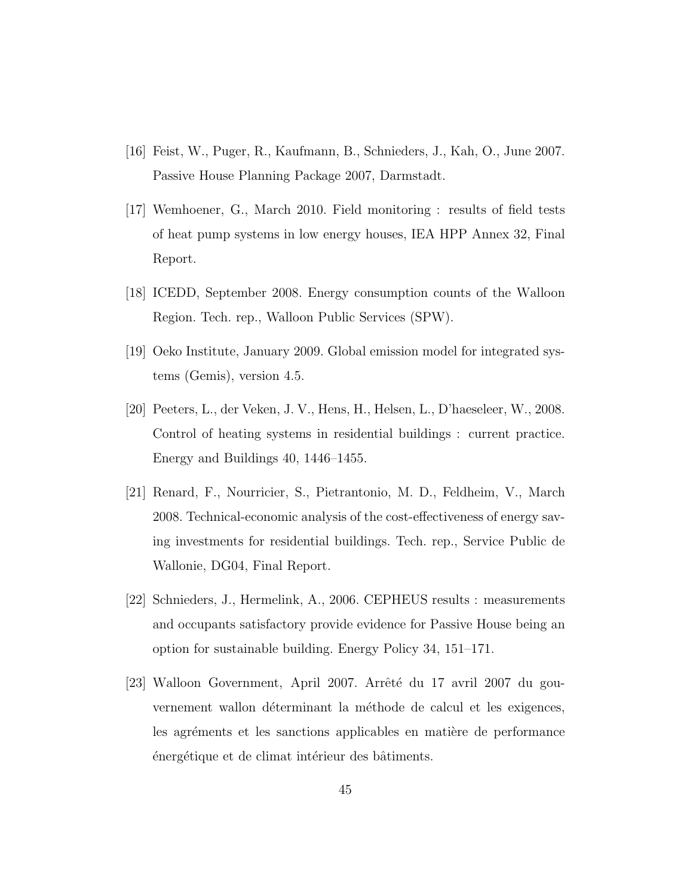[16] Feist, W., Puger, R., Kaufmann, B., Schnieders, J., Kah, O., June 2007. Passive House Planning Package 2007, Darmstadt.

[17] Wemhoener, G., March 2010. Field monitoring : results of field tests of heat pump systems in low energy houses, IEA HPP Annex 32, Final Report.

[18] ICEDD, September 2008. Energy consumption counts of the Walloon Region. Tech. rep., Walloon Public Services (SPW).

[19] Oeko Institute, January 2009. Global emission model for integrated systems (Gemis), version 4.5.

[20] Peeters, L., der Veken, J. V., Hens, H., Helsen, L., D'haeseleer, W., 2008. Control of heating systems in residential buildings : current practice. Energy and Buildings 40, 1446–1455.

[21] Renard, F., Nourricier, S., Pietrantonio, M. D., Feldheim, V., March 2008. Technical-economic analysis of the cost-effectiveness of energy saving investments for residential buildings. Tech. rep., Service Public de Wallonie, DG04, Final Report.

[22] Schnieders, J., Hermelink, A., 2006. CEPHEUS results : measurements and occupants satisfactory provide evidence for Passive House being an option for sustainable building. Energy Policy 34, 151–171.

[23] Walloon Government, April 2007. Arrêté du 17 avril 2007 du gouvernement wallon déterminant la méthode de calcul et les exigences, les agréments et les sanctions applicables en matière de performance énergétique et de climat intérieur des bâtiments.